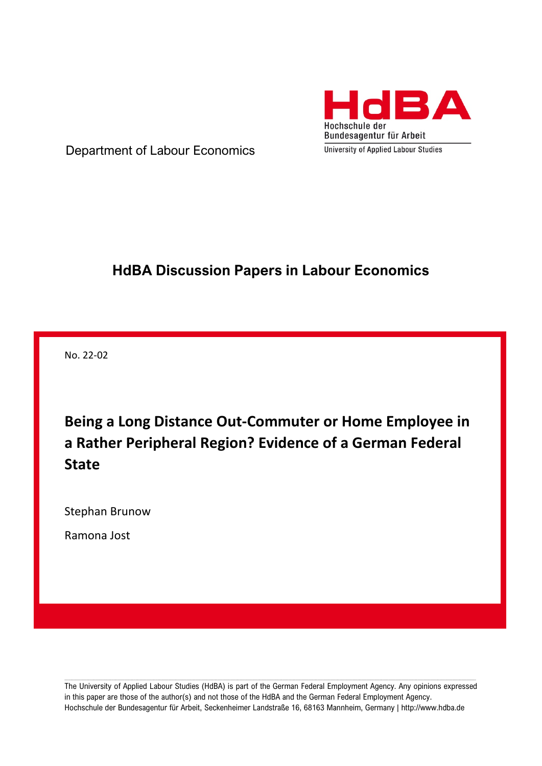HdBA

Hochschule der Bundesagentur für Arbeit

University of Applied Labour Studies

Department of Labour Economics

## HdBA Discussion Papers in Labour Economics

No. 22-02

# Being a Long Distance Out-Commuter or Home Employee in a Rather Peripheral Region? Evidence of a German Federal State

Stephan Brunow

Ramona Jost

The University of Applied Labour Studies (HdBA) is part of the German Federal Employment Agency. Any opinions expressed in this paper are those of the author(s) and not those of the HdBA and the German Federal Employment Agency.
Hochschule der Bundesagentur für Arbeit, Seckenheimer Landstraße 16, 68163 Mannheim, Germany | http://www.hdba.de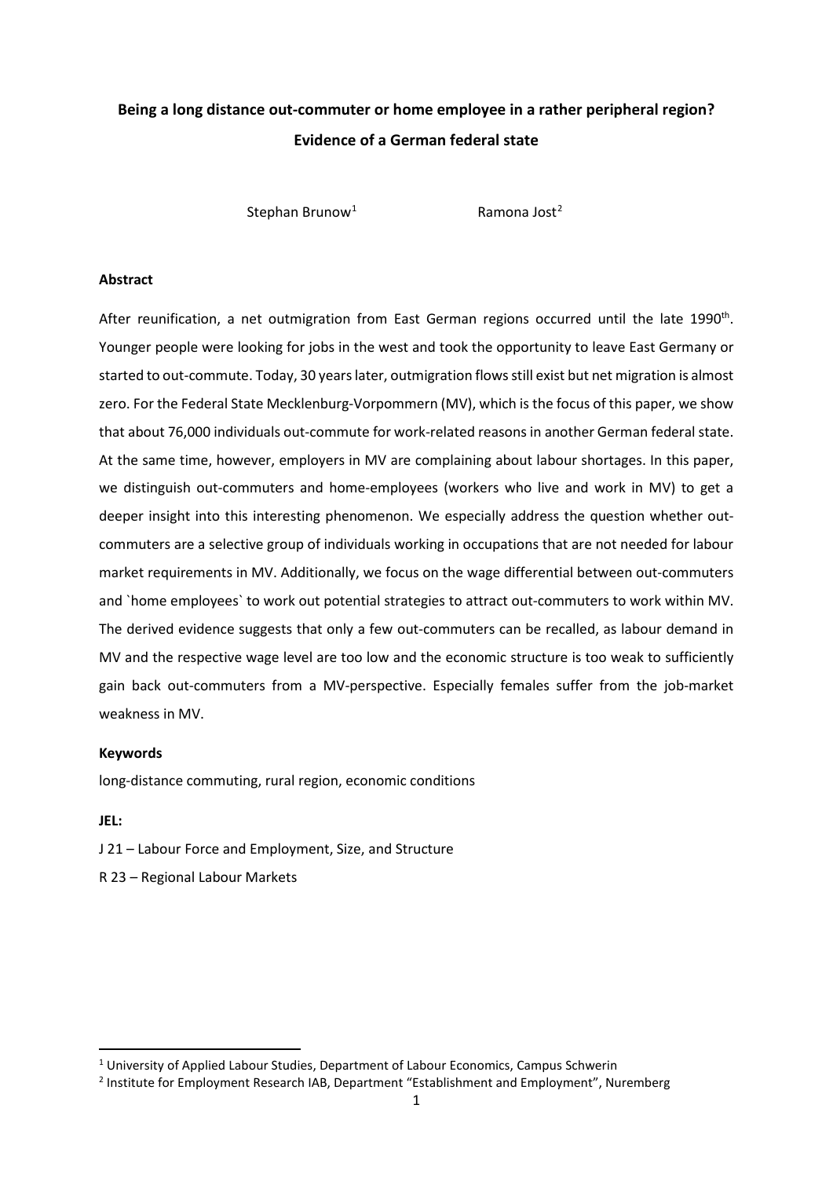**Being a long distance out-commuter or home employee in a rather peripheral region? Evidence of a German federal state**

Stephan Brunow[1] Ramona Jost[2]

**Abstract**

After reunification, a net outmigration from East German regions occurred until the late 1990$^{th}$. Younger people were looking for jobs in the west and took the opportunity to leave East Germany or started to out-commute. Today, 30 years later, outmigration flows still exist but net migration is almost zero. For the Federal State Mecklenburg-Vorpommern (MV), which is the focus of this paper, we show that about 76,000 individuals out-commute for work-related reasons in another German federal state. At the same time, however, employers in MV are complaining about labour shortages. In this paper, we distinguish out-commuters and home-employees (workers who live and work in MV) to get a deeper insight into this interesting phenomenon. We especially address the question whether out-commuters are a selective group of individuals working in occupations that are not needed for labour market requirements in MV. Additionally, we focus on the wage differential between out-commuters and `home employees` to work out potential strategies to attract out-commuters to work within MV. The derived evidence suggests that only a few out-commuters can be recalled, as labour demand in MV and the respective wage level are too low and the economic structure is too weak to sufficiently gain back out-commuters from a MV-perspective. Especially females suffer from the job-market weakness in MV.

**Keywords**

long-distance commuting, rural region, economic conditions

**JEL:**

J 21 – Labour Force and Employment, Size, and Structure

R 23 – Regional Labour Markets

[1] University of Applied Labour Studies, Department of Labour Economics, Campus Schwerin

[2] Institute for Employment Research IAB, Department "Establishment and Employment", Nuremberg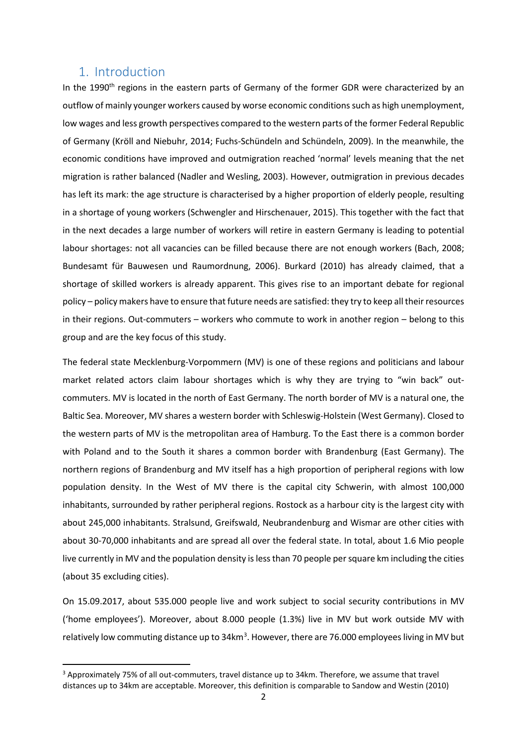## 1. Introduction

In the 1990th regions in the eastern parts of Germany of the former GDR were characterized by an outflow of mainly younger workers caused by worse economic conditions such as high unemployment, low wages and less growth perspectives compared to the western parts of the former Federal Republic of Germany (Kröll and Niebuhr, 2014; Fuchs-Schündeln and Schündeln, 2009). In the meanwhile, the economic conditions have improved and outmigration reached 'normal' levels meaning that the net migration is rather balanced (Nadler and Wesling, 2003). However, outmigration in previous decades has left its mark: the age structure is characterised by a higher proportion of elderly people, resulting in a shortage of young workers (Schwengler and Hirschenauer, 2015). This together with the fact that in the next decades a large number of workers will retire in eastern Germany is leading to potential labour shortages: not all vacancies can be filled because there are not enough workers (Bach, 2008; Bundesamt für Bauwesen und Raumordnung, 2006). Burkard (2010) has already claimed, that a shortage of skilled workers is already apparent. This gives rise to an important debate for regional policy – policy makers have to ensure that future needs are satisfied: they try to keep all their resources in their regions. Out-commuters – workers who commute to work in another region – belong to this group and are the key focus of this study.

The federal state Mecklenburg-Vorpommern (MV) is one of these regions and politicians and labour market related actors claim labour shortages which is why they are trying to "win back" out-commuters. MV is located in the north of East Germany. The north border of MV is a natural one, the Baltic Sea. Moreover, MV shares a western border with Schleswig-Holstein (West Germany). Closed to the western parts of MV is the metropolitan area of Hamburg. To the East there is a common border with Poland and to the South it shares a common border with Brandenburg (East Germany). The northern regions of Brandenburg and MV itself has a high proportion of peripheral regions with low population density. In the West of MV there is the capital city Schwerin, with almost 100,000 inhabitants, surrounded by rather peripheral regions. Rostock as a harbour city is the largest city with about 245,000 inhabitants. Stralsund, Greifswald, Neubrandenburg and Wismar are other cities with about 30-70,000 inhabitants and are spread all over the federal state. In total, about 1.6 Mio people live currently in MV and the population density is less than 70 people per square km including the cities (about 35 excluding cities).

On 15.09.2017, about 535.000 people live and work subject to social security contributions in MV ('home employees'). Moreover, about 8.000 people (1.3%) live in MV but work outside MV with relatively low commuting distance up to 34km[3]. However, there are 76.000 employees living in MV but

[3] Approximately 75% of all out-commuters, travel distance up to 34km. Therefore, we assume that travel distances up to 34km are acceptable. Moreover, this definition is comparable to Sandow and Westin (2010)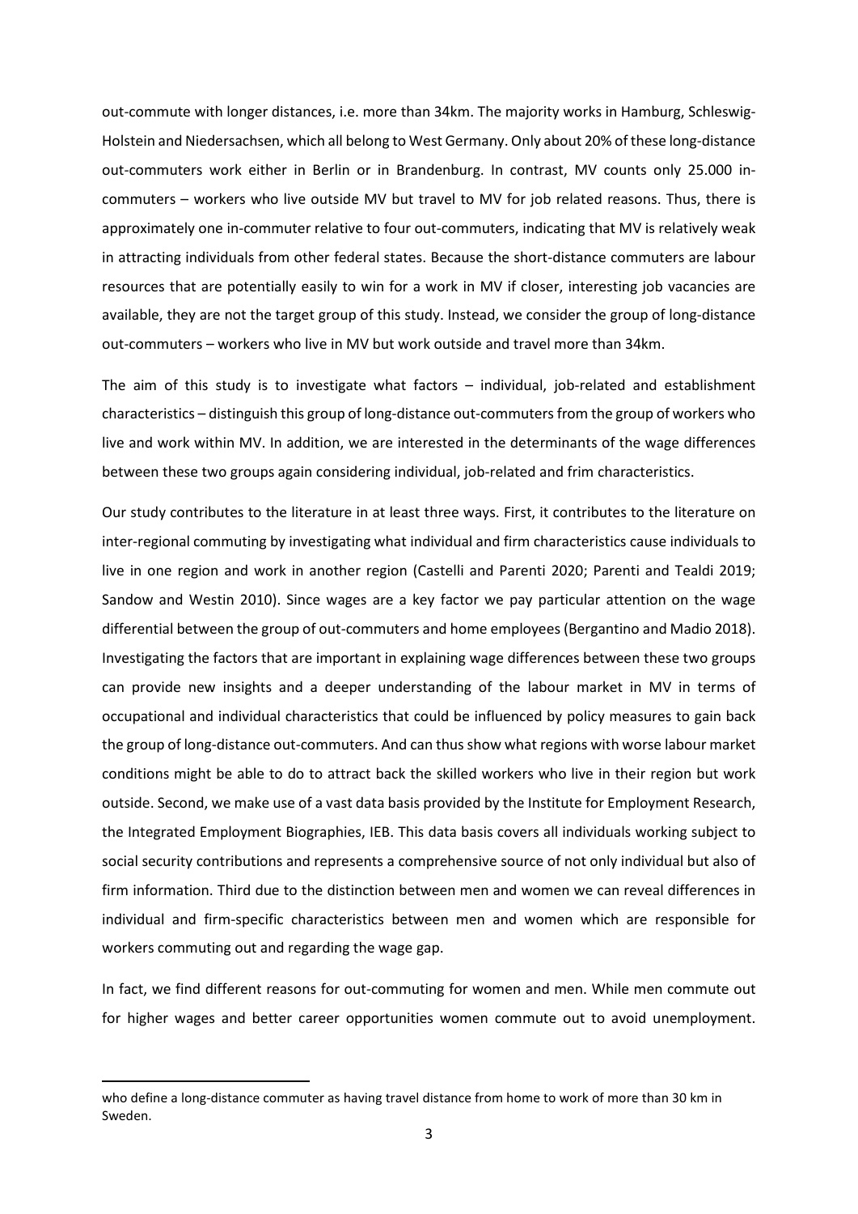out-commute with longer distances, i.e. more than 34km. The majority works in Hamburg, Schleswig-Holstein and Niedersachsen, which all belong to West Germany. Only about 20% of these long-distance out-commuters work either in Berlin or in Brandenburg. In contrast, MV counts only 25.000 in-commuters – workers who live outside MV but travel to MV for job related reasons. Thus, there is approximately one in-commuter relative to four out-commuters, indicating that MV is relatively weak in attracting individuals from other federal states. Because the short-distance commuters are labour resources that are potentially easily to win for a work in MV if closer, interesting job vacancies are available, they are not the target group of this study. Instead, we consider the group of long-distance out-commuters – workers who live in MV but work outside and travel more than 34km.

The aim of this study is to investigate what factors – individual, job-related and establishment characteristics – distinguish this group of long-distance out-commuters from the group of workers who live and work within MV. In addition, we are interested in the determinants of the wage differences between these two groups again considering individual, job-related and frim characteristics.

Our study contributes to the literature in at least three ways. First, it contributes to the literature on inter-regional commuting by investigating what individual and firm characteristics cause individuals to live in one region and work in another region (Castelli and Parenti 2020; Parenti and Tealdi 2019; Sandow and Westin 2010). Since wages are a key factor we pay particular attention on the wage differential between the group of out-commuters and home employees (Bergantino and Madio 2018). Investigating the factors that are important in explaining wage differences between these two groups can provide new insights and a deeper understanding of the labour market in MV in terms of occupational and individual characteristics that could be influenced by policy measures to gain back the group of long-distance out-commuters. And can thus show what regions with worse labour market conditions might be able to do to attract back the skilled workers who live in their region but work outside. Second, we make use of a vast data basis provided by the Institute for Employment Research, the Integrated Employment Biographies, IEB. This data basis covers all individuals working subject to social security contributions and represents a comprehensive source of not only individual but also of firm information. Third due to the distinction between men and women we can reveal differences in individual and firm-specific characteristics between men and women which are responsible for workers commuting out and regarding the wage gap.

In fact, we find different reasons for out-commuting for women and men. While men commute out for higher wages and better career opportunities women commute out to avoid unemployment.

who define a long-distance commuter as having travel distance from home to work of more than 30 km in Sweden.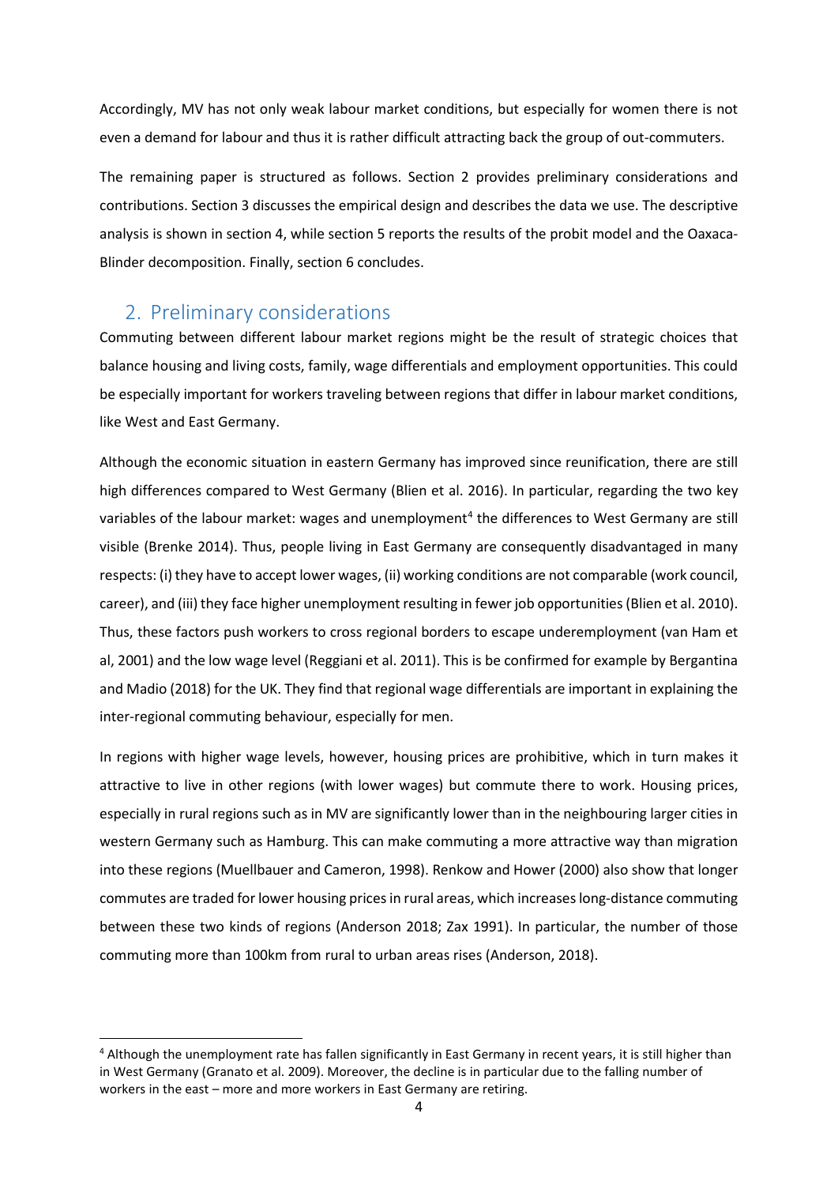Accordingly, MV has not only weak labour market conditions, but especially for women there is not even a demand for labour and thus it is rather difficult attracting back the group of out-commuters.

The remaining paper is structured as follows. Section 2 provides preliminary considerations and contributions. Section 3 discusses the empirical design and describes the data we use. The descriptive analysis is shown in section 4, while section 5 reports the results of the probit model and the Oaxaca-Blinder decomposition. Finally, section 6 concludes.

## 2. Preliminary considerations

Commuting between different labour market regions might be the result of strategic choices that balance housing and living costs, family, wage differentials and employment opportunities. This could be especially important for workers traveling between regions that differ in labour market conditions, like West and East Germany.

Although the economic situation in eastern Germany has improved since reunification, there are still high differences compared to West Germany (Blien et al. 2016). In particular, regarding the two key variables of the labour market: wages and unemployment[4] the differences to West Germany are still visible (Brenke 2014). Thus, people living in East Germany are consequently disadvantaged in many respects: (i) they have to accept lower wages, (ii) working conditions are not comparable (work council, career), and (iii) they face higher unemployment resulting in fewer job opportunities (Blien et al. 2010). Thus, these factors push workers to cross regional borders to escape underemployment (van Ham et al, 2001) and the low wage level (Reggiani et al. 2011). This is be confirmed for example by Bergantina and Madio (2018) for the UK. They find that regional wage differentials are important in explaining the inter-regional commuting behaviour, especially for men.

In regions with higher wage levels, however, housing prices are prohibitive, which in turn makes it attractive to live in other regions (with lower wages) but commute there to work. Housing prices, especially in rural regions such as in MV are significantly lower than in the neighbouring larger cities in western Germany such as Hamburg. This can make commuting a more attractive way than migration into these regions (Muellbauer and Cameron, 1998). Renkow and Hower (2000) also show that longer commutes are traded for lower housing prices in rural areas, which increases long-distance commuting between these two kinds of regions (Anderson 2018; Zax 1991). In particular, the number of those commuting more than 100km from rural to urban areas rises (Anderson, 2018).

[4] Although the unemployment rate has fallen significantly in East Germany in recent years, it is still higher than in West Germany (Granato et al. 2009). Moreover, the decline is in particular due to the falling number of workers in the east – more and more workers in East Germany are retiring.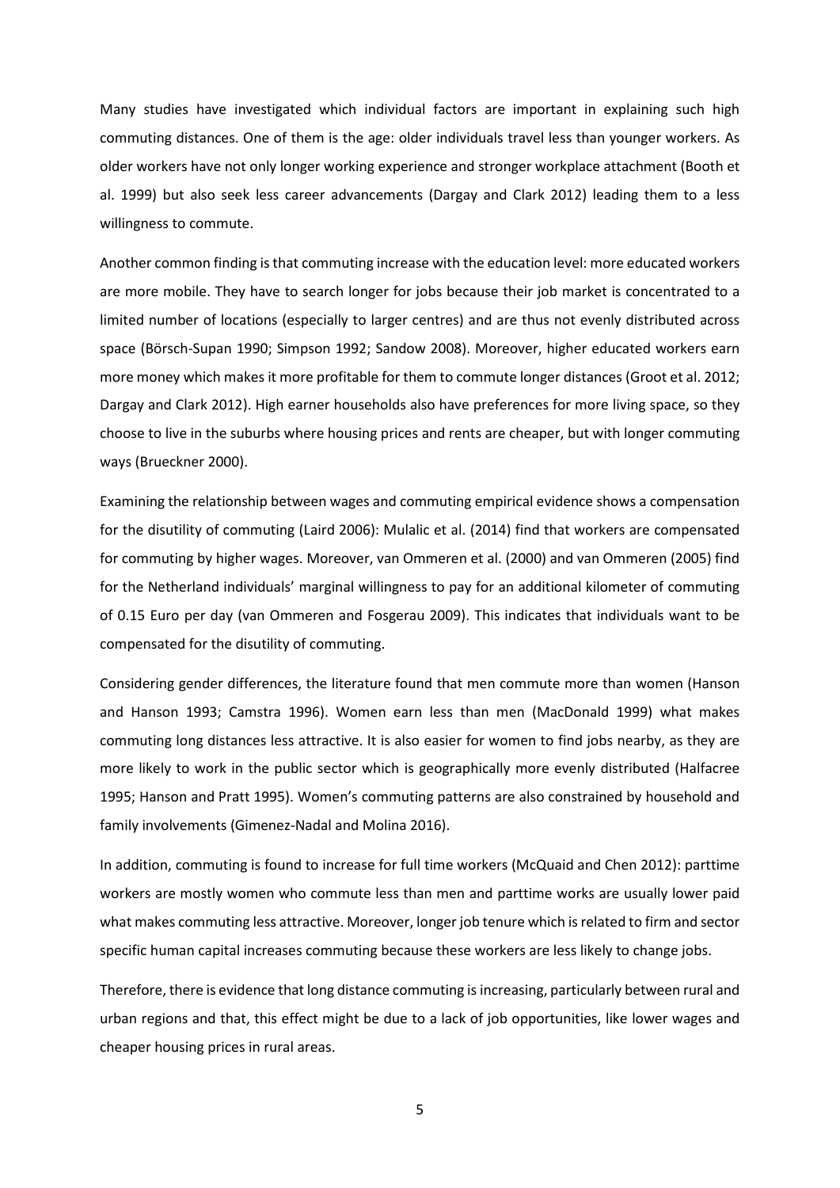Many studies have investigated which individual factors are important in explaining such high commuting distances. One of them is the age: older individuals travel less than younger workers. As older workers have not only longer working experience and stronger workplace attachment (Booth et al. 1999) but also seek less career advancements (Dargay and Clark 2012) leading them to a less willingness to commute.

Another common finding is that commuting increase with the education level: more educated workers are more mobile. They have to search longer for jobs because their job market is concentrated to a limited number of locations (especially to larger centres) and are thus not evenly distributed across space (Börsch-Supan 1990; Simpson 1992; Sandow 2008). Moreover, higher educated workers earn more money which makes it more profitable for them to commute longer distances (Groot et al. 2012; Dargay and Clark 2012). High earner households also have preferences for more living space, so they choose to live in the suburbs where housing prices and rents are cheaper, but with longer commuting ways (Brueckner 2000).

Examining the relationship between wages and commuting empirical evidence shows a compensation for the disutility of commuting (Laird 2006): Mulalic et al. (2014) find that workers are compensated for commuting by higher wages. Moreover, van Ommeren et al. (2000) and van Ommeren (2005) find for the Netherland individuals' marginal willingness to pay for an additional kilometer of commuting of 0.15 Euro per day (van Ommeren and Fosgerau 2009). This indicates that individuals want to be compensated for the disutility of commuting.

Considering gender differences, the literature found that men commute more than women (Hanson and Hanson 1993; Camstra 1996). Women earn less than men (MacDonald 1999) what makes commuting long distances less attractive. It is also easier for women to find jobs nearby, as they are more likely to work in the public sector which is geographically more evenly distributed (Halfacree 1995; Hanson and Pratt 1995). Women's commuting patterns are also constrained by household and family involvements (Gimenez-Nadal and Molina 2016).

In addition, commuting is found to increase for full time workers (McQuaid and Chen 2012): parttime workers are mostly women who commute less than men and parttime works are usually lower paid what makes commuting less attractive. Moreover, longer job tenure which is related to firm and sector specific human capital increases commuting because these workers are less likely to change jobs.

Therefore, there is evidence that long distance commuting is increasing, particularly between rural and urban regions and that, this effect might be due to a lack of job opportunities, like lower wages and cheaper housing prices in rural areas.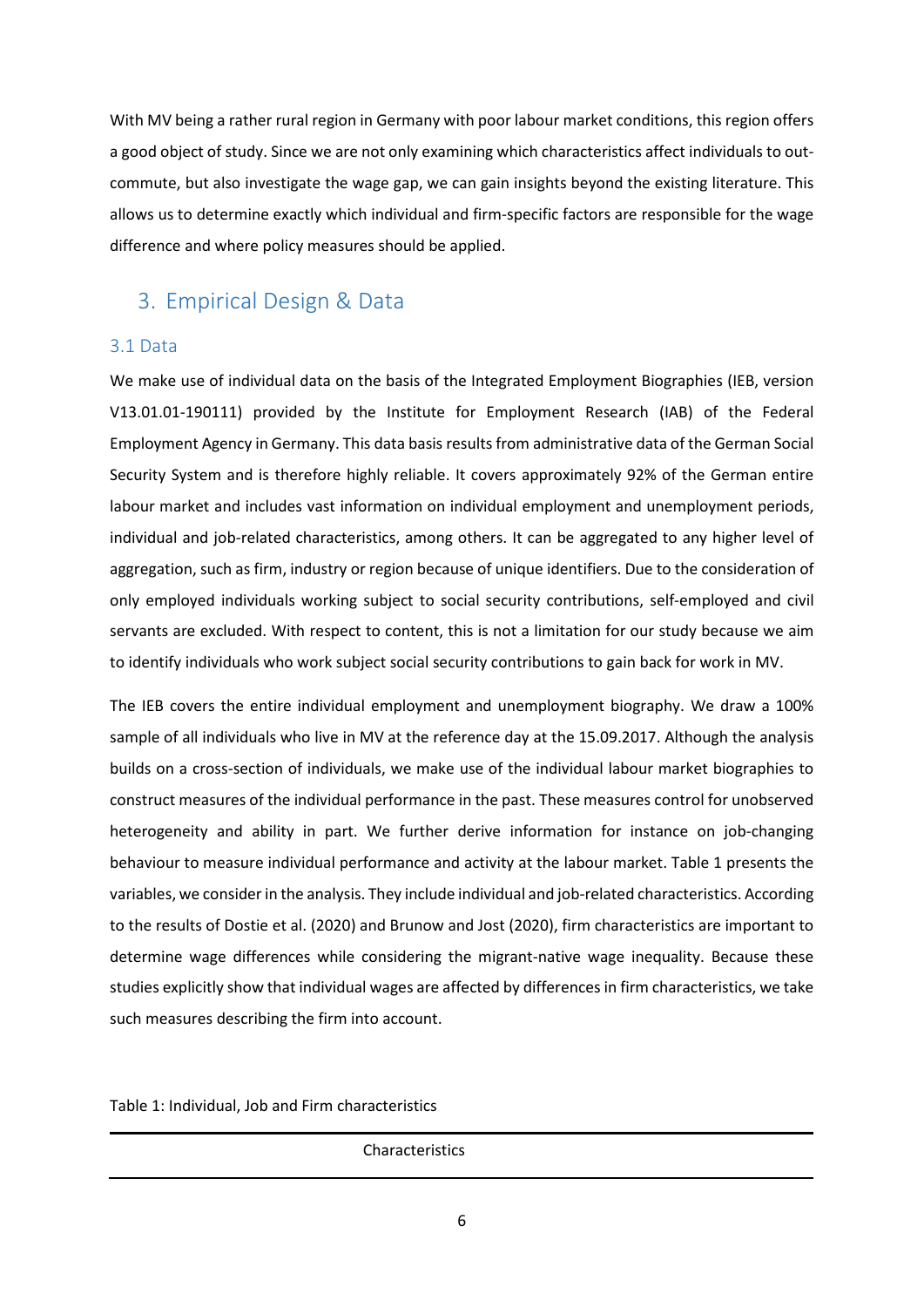With MV being a rather rural region in Germany with poor labour market conditions, this region offers a good object of study. Since we are not only examining which characteristics affect individuals to out-commute, but also investigate the wage gap, we can gain insights beyond the existing literature. This allows us to determine exactly which individual and firm-specific factors are responsible for the wage difference and where policy measures should be applied.

# 3. Empirical Design & Data

## 3.1 Data

We make use of individual data on the basis of the Integrated Employment Biographies (IEB, version V13.01.01-190111) provided by the Institute for Employment Research (IAB) of the Federal Employment Agency in Germany. This data basis results from administrative data of the German Social Security System and is therefore highly reliable. It covers approximately 92% of the German entire labour market and includes vast information on individual employment and unemployment periods, individual and job-related characteristics, among others. It can be aggregated to any higher level of aggregation, such as firm, industry or region because of unique identifiers. Due to the consideration of only employed individuals working subject to social security contributions, self-employed and civil servants are excluded. With respect to content, this is not a limitation for our study because we aim to identify individuals who work subject social security contributions to gain back for work in MV.

The IEB covers the entire individual employment and unemployment biography. We draw a 100% sample of all individuals who live in MV at the reference day at the 15.09.2017. Although the analysis builds on a cross-section of individuals, we make use of the individual labour market biographies to construct measures of the individual performance in the past. These measures control for unobserved heterogeneity and ability in part. We further derive information for instance on job-changing behaviour to measure individual performance and activity at the labour market. Table 1 presents the variables, we consider in the analysis. They include individual and job-related characteristics. According to the results of Dostie et al. (2020) and Brunow and Jost (2020), firm characteristics are important to determine wage differences while considering the migrant-native wage inequality. Because these studies explicitly show that individual wages are affected by differences in firm characteristics, we take such measures describing the firm into account.

Table 1: Individual, Job and Firm characteristics

| Characteristics |
| --- |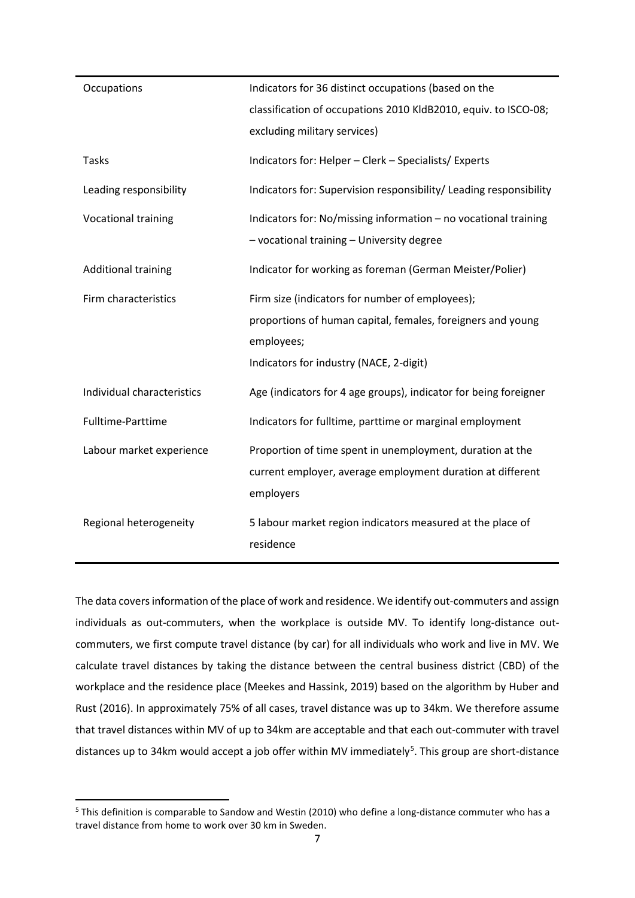| | |
|---|---|
| Occupations | Indicators for 36 distinct occupations (based on the classification of occupations 2010 KldB2010, equiv. to ISCO-08; excluding military services) |
| Tasks | Indicators for: Helper – Clerk – Specialists/ Experts |
| Leading responsibility | Indicators for: Supervision responsibility/ Leading responsibility |
| Vocational training | Indicators for: No/missing information – no vocational training – vocational training – University degree |
| Additional training | Indicator for working as foreman (German Meister/Polier) |
| Firm characteristics | Firm size (indicators for number of employees); proportions of human capital, females, foreigners and young employees; Indicators for industry (NACE, 2-digit) |
| Individual characteristics | Age (indicators for 4 age groups), indicator for being foreigner |
| Fulltime-Parttime | Indicators for fulltime, parttime or marginal employment |
| Labour market experience | Proportion of time spent in unemployment, duration at the current employer, average employment duration at different employers |
| Regional heterogeneity | 5 labour market region indicators measured at the place of residence |

The data covers information of the place of work and residence. We identify out-commuters and assign individuals as out-commuters, when the workplace is outside MV. To identify long-distance out-commuters, we first compute travel distance (by car) for all individuals who work and live in MV. We calculate travel distances by taking the distance between the central business district (CBD) of the workplace and the residence place (Meekes and Hassink, 2019) based on the algorithm by Huber and Rust (2016). In approximately 75% of all cases, travel distance was up to 34km. We therefore assume that travel distances within MV of up to 34km are acceptable and that each out-commuter with travel distances up to 34km would accept a job offer within MV immediately[5]. This group are short-distance

[5] This definition is comparable to Sandow and Westin (2010) who define a long-distance commuter who has a travel distance from home to work over 30 km in Sweden.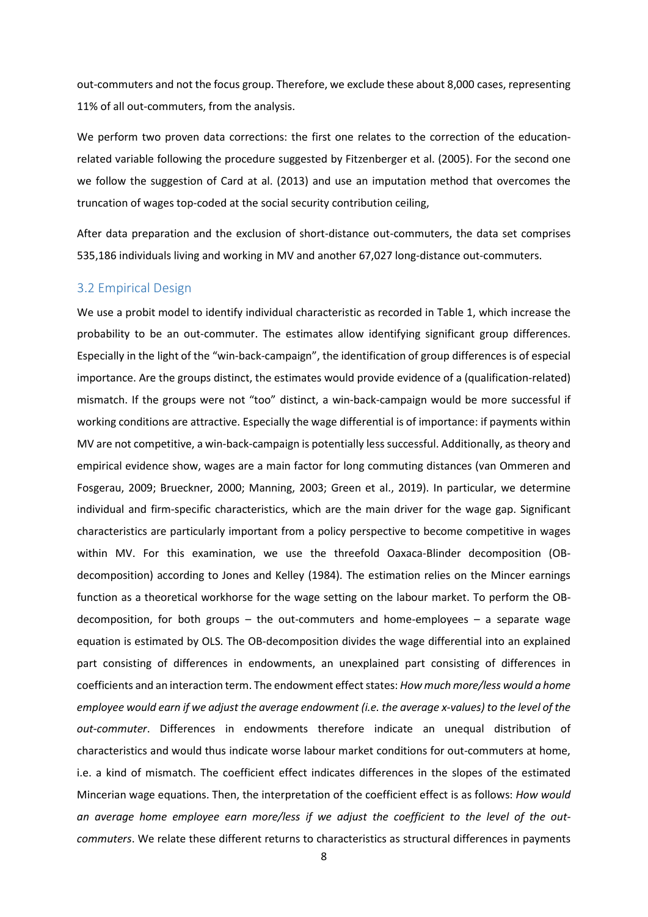out-commuters and not the focus group. Therefore, we exclude these about 8,000 cases, representing 11% of all out-commuters, from the analysis.

We perform two proven data corrections: the first one relates to the correction of the education-related variable following the procedure suggested by Fitzenberger et al. (2005). For the second one we follow the suggestion of Card at al. (2013) and use an imputation method that overcomes the truncation of wages top-coded at the social security contribution ceiling,

After data preparation and the exclusion of short-distance out-commuters, the data set comprises 535,186 individuals living and working in MV and another 67,027 long-distance out-commuters.

## 3.2 Empirical Design

We use a probit model to identify individual characteristic as recorded in Table 1, which increase the probability to be an out-commuter. The estimates allow identifying significant group differences. Especially in the light of the "win-back-campaign", the identification of group differences is of especial importance. Are the groups distinct, the estimates would provide evidence of a (qualification-related) mismatch. If the groups were not "too" distinct, a win-back-campaign would be more successful if working conditions are attractive. Especially the wage differential is of importance: if payments within MV are not competitive, a win-back-campaign is potentially less successful. Additionally, as theory and empirical evidence show, wages are a main factor for long commuting distances (van Ommeren and Fosgerau, 2009; Brueckner, 2000; Manning, 2003; Green et al., 2019). In particular, we determine individual and firm-specific characteristics, which are the main driver for the wage gap. Significant characteristics are particularly important from a policy perspective to become competitive in wages within MV. For this examination, we use the threefold Oaxaca-Blinder decomposition (OB-decomposition) according to Jones and Kelley (1984). The estimation relies on the Mincer earnings function as a theoretical workhorse for the wage setting on the labour market. To perform the OB-decomposition, for both groups – the out-commuters and home-employees – a separate wage equation is estimated by OLS. The OB-decomposition divides the wage differential into an explained part consisting of differences in endowments, an unexplained part consisting of differences in coefficients and an interaction term. The endowment effect states: *How much more/less would a home employee would earn if we adjust the average endowment (i.e. the average x-values) to the level of the out-commuter*. Differences in endowments therefore indicate an unequal distribution of characteristics and would thus indicate worse labour market conditions for out-commuters at home, i.e. a kind of mismatch. The coefficient effect indicates differences in the slopes of the estimated Mincerian wage equations. Then, the interpretation of the coefficient effect is as follows: *How would an average home employee earn more/less if we adjust the coefficient to the level of the out-commuters*. We relate these different returns to characteristics as structural differences in payments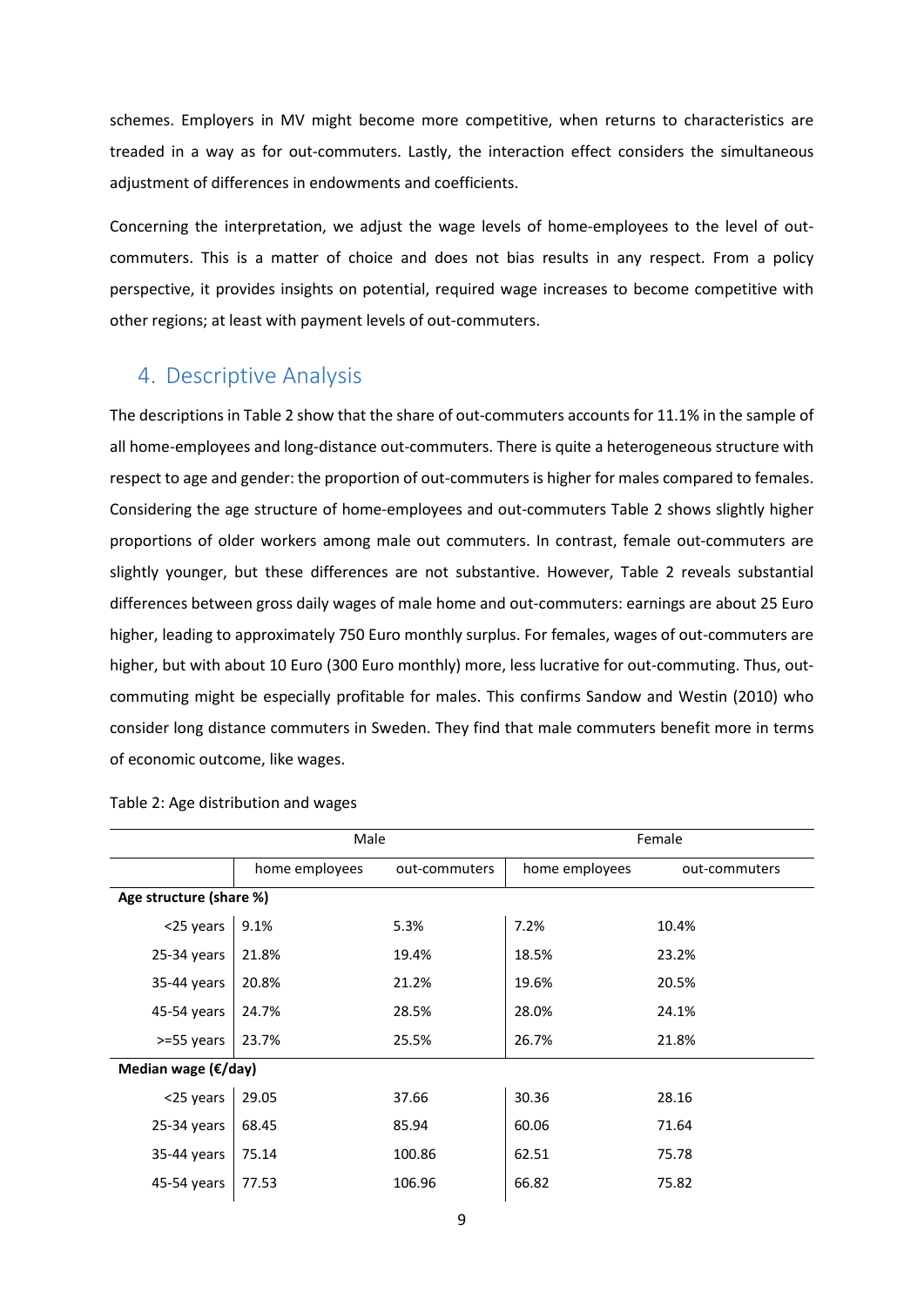schemes. Employers in MV might become more competitive, when returns to characteristics are treaded in a way as for out-commuters. Lastly, the interaction effect considers the simultaneous adjustment of differences in endowments and coefficients.

Concerning the interpretation, we adjust the wage levels of home-employees to the level of out-commuters. This is a matter of choice and does not bias results in any respect. From a policy perspective, it provides insights on potential, required wage increases to become competitive with other regions; at least with payment levels of out-commuters.

## 4. Descriptive Analysis

The descriptions in Table 2 show that the share of out-commuters accounts for 11.1% in the sample of all home-employees and long-distance out-commuters. There is quite a heterogeneous structure with respect to age and gender: the proportion of out-commuters is higher for males compared to females. Considering the age structure of home-employees and out-commuters Table 2 shows slightly higher proportions of older workers among male out commuters. In contrast, female out-commuters are slightly younger, but these differences are not substantive. However, Table 2 reveals substantial differences between gross daily wages of male home and out-commuters: earnings are about 25 Euro higher, leading to approximately 750 Euro monthly surplus. For females, wages of out-commuters are higher, but with about 10 Euro (300 Euro monthly) more, less lucrative for out-commuting. Thus, out-commuting might be especially profitable for males. This confirms Sandow and Westin (2010) who consider long distance commuters in Sweden. They find that male commuters benefit more in terms of economic outcome, like wages.

Table 2: Age distribution and wages

| | Male | | Female | |
|---|---|---|---|---|
| | home employees | out-commuters | home employees | out-commuters |
| **Age structure (share %)** | | | | |
| <25 years | 9.1% | 5.3% | 7.2% | 10.4% |
| 25-34 years | 21.8% | 19.4% | 18.5% | 23.2% |
| 35-44 years | 20.8% | 21.2% | 19.6% | 20.5% |
| 45-54 years | 24.7% | 28.5% | 28.0% | 24.1% |
| >=55 years | 23.7% | 25.5% | 26.7% | 21.8% |
| **Median wage (€/day)** | | | | |
| <25 years | 29.05 | 37.66 | 30.36 | 28.16 |
| 25-34 years | 68.45 | 85.94 | 60.06 | 71.64 |
| 35-44 years | 75.14 | 100.86 | 62.51 | 75.78 |
| 45-54 years | 77.53 | 106.96 | 66.82 | 75.82 |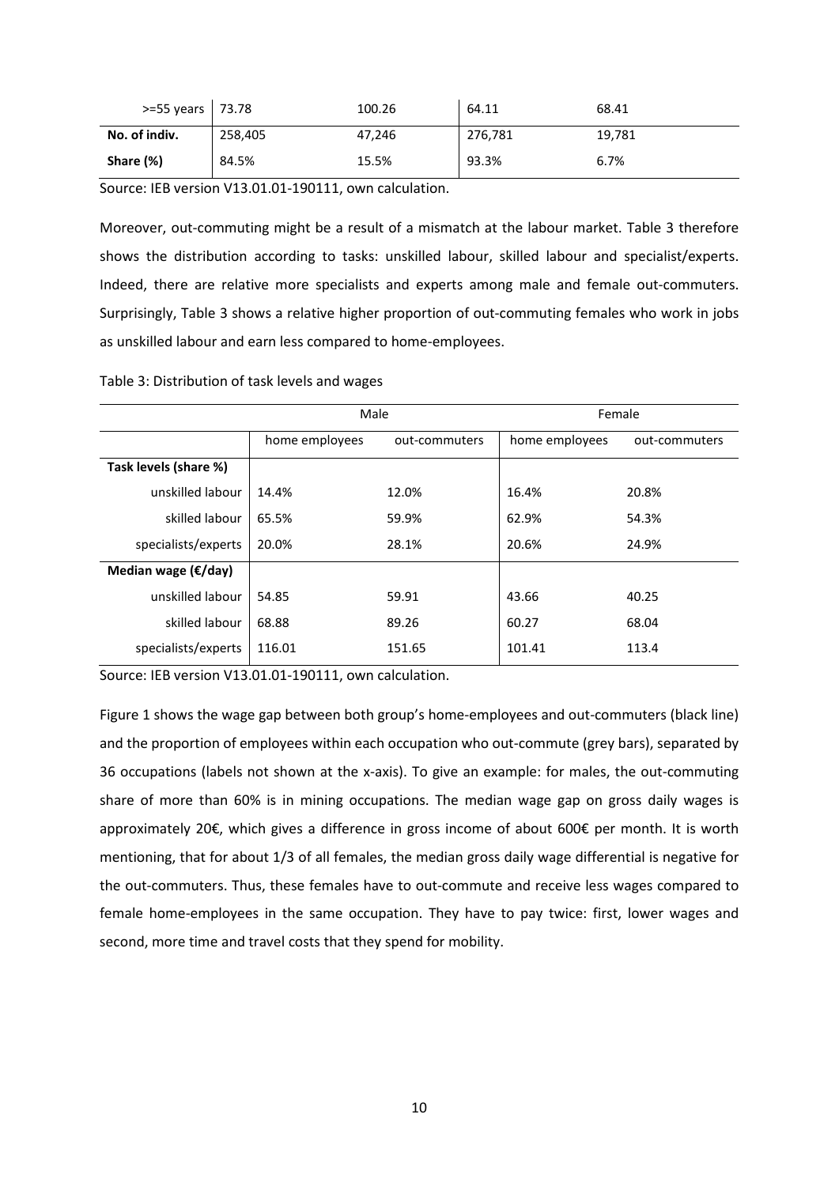| >=55 years | 73.78 | 100.26 | 64.11 | 68.41 |
|---|---|---|---|---|
| **No. of indiv.** | 258,405 | 47,246 | 276,781 | 19,781 |
| **Share (%)** | 84.5% | 15.5% | 93.3% | 6.7% |

Source: IEB version V13.01.01-190111, own calculation.

Moreover, out-commuting might be a result of a mismatch at the labour market. Table 3 therefore shows the distribution according to tasks: unskilled labour, skilled labour and specialist/experts. Indeed, there are relative more specialists and experts among male and female out-commuters. Surprisingly, Table 3 shows a relative higher proportion of out-commuting females who work in jobs as unskilled labour and earn less compared to home-employees.

Table 3: Distribution of task levels and wages

| | Male | | Female | |
|---|---|---|---|---|
| | home employees | out-commuters | home employees | out-commuters |
| **Task levels (share %)** | | | | |
| unskilled labour | 14.4% | 12.0% | 16.4% | 20.8% |
| skilled labour | 65.5% | 59.9% | 62.9% | 54.3% |
| specialists/experts | 20.0% | 28.1% | 20.6% | 24.9% |
| **Median wage (€/day)** | | | | |
| unskilled labour | 54.85 | 59.91 | 43.66 | 40.25 |
| skilled labour | 68.88 | 89.26 | 60.27 | 68.04 |
| specialists/experts | 116.01 | 151.65 | 101.41 | 113.4 |

Source: IEB version V13.01.01-190111, own calculation.

Figure 1 shows the wage gap between both group's home-employees and out-commuters (black line) and the proportion of employees within each occupation who out-commute (grey bars), separated by 36 occupations (labels not shown at the x-axis). To give an example: for males, the out-commuting share of more than 60% is in mining occupations. The median wage gap on gross daily wages is approximately 20€, which gives a difference in gross income of about 600€ per month. It is worth mentioning, that for about 1/3 of all females, the median gross daily wage differential is negative for the out-commuters. Thus, these females have to out-commute and receive less wages compared to female home-employees in the same occupation. They have to pay twice: first, lower wages and second, more time and travel costs that they spend for mobility.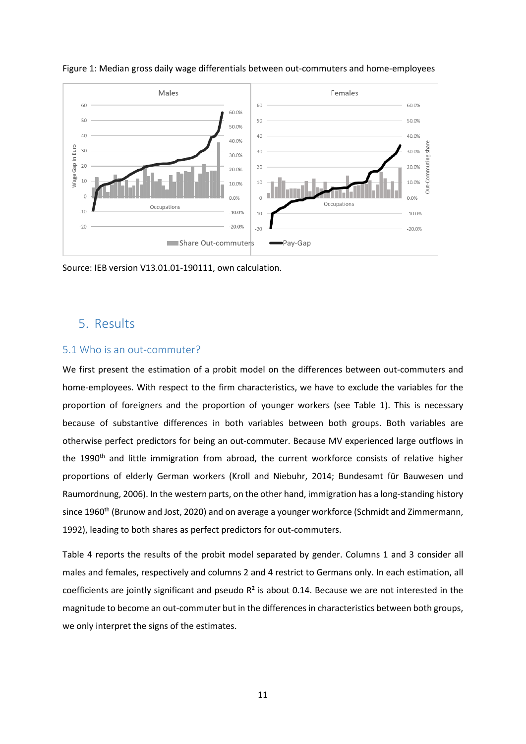Figure 1: Median gross daily wage differentials between out-commuters and home-employees

Source: IEB version V13.01.01-190111, own calculation.

## 5. Results

### 5.1 Who is an out-commuter?

We first present the estimation of a probit model on the differences between out-commuters and home-employees. With respect to the firm characteristics, we have to exclude the variables for the proportion of foreigners and the proportion of younger workers (see Table 1). This is necessary because of substantive differences in both variables between both groups. Both variables are otherwise perfect predictors for being an out-commuter. Because MV experienced large outflows in the 1990th and little immigration from abroad, the current workforce consists of relative higher proportions of elderly German workers (Kroll and Niebuhr, 2014; Bundesamt für Bauwesen und Raumordnung, 2006). In the western parts, on the other hand, immigration has a long-standing history since 1960th (Brunow and Jost, 2020) and on average a younger workforce (Schmidt and Zimmermann, 1992), leading to both shares as perfect predictors for out-commuters.

Table 4 reports the results of the probit model separated by gender. Columns 1 and 3 consider all males and females, respectively and columns 2 and 4 restrict to Germans only. In each estimation, all coefficients are jointly significant and pseudo $R^2$ is about 0.14. Because we are not interested in the magnitude to become an out-commuter but in the differences in characteristics between both groups, we only interpret the signs of the estimates.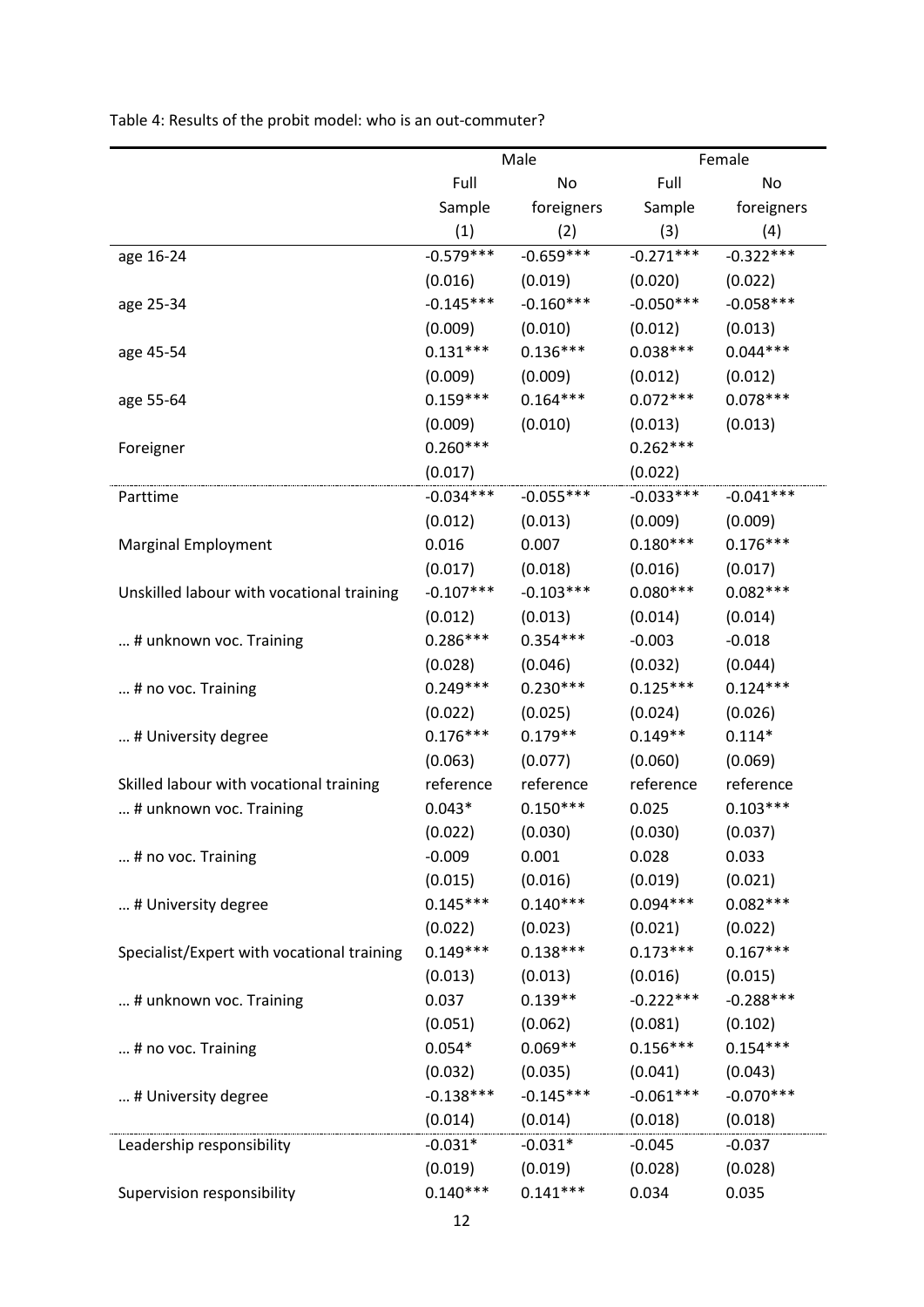Table 4: Results of the probit model: who is an out-commuter?

| | Male | | Female | |
|---|---|---|---|---|
| | Full Sample | No foreigners | Full Sample | No foreigners |
| | (1) | (2) | (3) | (4) |
| age 16-24 | -0.579*** | -0.659*** | -0.271*** | -0.322*** |
| | (0.016) | (0.019) | (0.020) | (0.022) |
| age 25-34 | -0.145*** | -0.160*** | -0.050*** | -0.058*** |
| | (0.009) | (0.010) | (0.012) | (0.013) |
| age 45-54 | 0.131*** | 0.136*** | 0.038*** | 0.044*** |
| | (0.009) | (0.009) | (0.012) | (0.012) |
| age 55-64 | 0.159*** | 0.164*** | 0.072*** | 0.078*** |
| | (0.009) | (0.010) | (0.013) | (0.013) |
| Foreigner | 0.260*** | | 0.262*** | |
| | (0.017) | | (0.022) | |
| Parttime | -0.034*** | -0.055*** | -0.033*** | -0.041*** |
| | (0.012) | (0.013) | (0.009) | (0.009) |
| Marginal Employment | 0.016 | 0.007 | 0.180*** | 0.176*** |
| | (0.017) | (0.018) | (0.016) | (0.017) |
| Unskilled labour with vocational training | -0.107*** | -0.103*** | 0.080*** | 0.082*** |
| | (0.012) | (0.013) | (0.014) | (0.014) |
| … # unknown voc. Training | 0.286*** | 0.354*** | -0.003 | -0.018 |
| | (0.028) | (0.046) | (0.032) | (0.044) |
| … # no voc. Training | 0.249*** | 0.230*** | 0.125*** | 0.124*** |
| | (0.022) | (0.025) | (0.024) | (0.026) |
| … # University degree | 0.176*** | 0.179** | 0.149** | 0.114* |
| | (0.063) | (0.077) | (0.060) | (0.069) |
| Skilled labour with vocational training | reference | reference | reference | reference |
| … # unknown voc. Training | 0.043* | 0.150*** | 0.025 | 0.103*** |
| | (0.022) | (0.030) | (0.030) | (0.037) |
| … # no voc. Training | -0.009 | 0.001 | 0.028 | 0.033 |
| | (0.015) | (0.016) | (0.019) | (0.021) |
| … # University degree | 0.145*** | 0.140*** | 0.094*** | 0.082*** |
| | (0.022) | (0.023) | (0.021) | (0.022) |
| Specialist/Expert with vocational training | 0.149*** | 0.138*** | 0.173*** | 0.167*** |
| | (0.013) | (0.013) | (0.016) | (0.015) |
| … # unknown voc. Training | 0.037 | 0.139** | -0.222*** | -0.288*** |
| | (0.051) | (0.062) | (0.081) | (0.102) |
| … # no voc. Training | 0.054* | 0.069** | 0.156*** | 0.154*** |
| | (0.032) | (0.035) | (0.041) | (0.043) |
| … # University degree | -0.138*** | -0.145*** | -0.061*** | -0.070*** |
| | (0.014) | (0.014) | (0.018) | (0.018) |
| Leadership responsibility | -0.031* | -0.031* | -0.045 | -0.037 |
| | (0.019) | (0.019) | (0.028) | (0.028) |
| Supervision responsibility | 0.140*** | 0.141*** | 0.034 | 0.035 |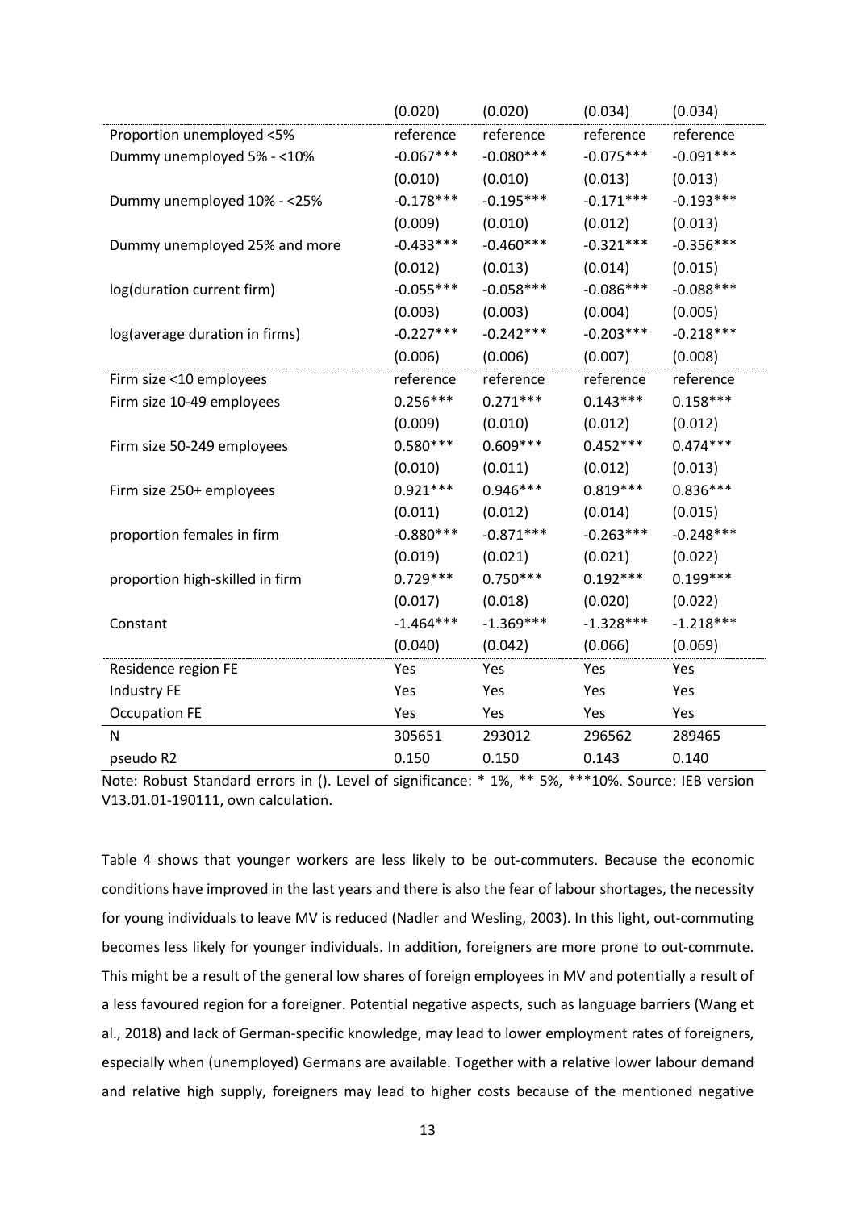| | (0.020) | (0.020) | (0.034) | (0.034) |
|---|---|---|---|---|
| Proportion unemployed <5% | reference | reference | reference | reference |
| Dummy unemployed 5% - <10% | -0.067*** | -0.080*** | -0.075*** | -0.091*** |
| | (0.010) | (0.010) | (0.013) | (0.013) |
| Dummy unemployed 10% - <25% | -0.178*** | -0.195*** | -0.171*** | -0.193*** |
| | (0.009) | (0.010) | (0.012) | (0.013) |
| Dummy unemployed 25% and more | -0.433*** | -0.460*** | -0.321*** | -0.356*** |
| | (0.012) | (0.013) | (0.014) | (0.015) |
| log(duration current firm) | -0.055*** | -0.058*** | -0.086*** | -0.088*** |
| | (0.003) | (0.003) | (0.004) | (0.005) |
| log(average duration in firms) | -0.227*** | -0.242*** | -0.203*** | -0.218*** |
| | (0.006) | (0.006) | (0.007) | (0.008) |
| Firm size <10 employees | reference | reference | reference | reference |
| Firm size 10-49 employees | 0.256*** | 0.271*** | 0.143*** | 0.158*** |
| | (0.009) | (0.010) | (0.012) | (0.012) |
| Firm size 50-249 employees | 0.580*** | 0.609*** | 0.452*** | 0.474*** |
| | (0.010) | (0.011) | (0.012) | (0.013) |
| Firm size 250+ employees | 0.921*** | 0.946*** | 0.819*** | 0.836*** |
| | (0.011) | (0.012) | (0.014) | (0.015) |
| proportion females in firm | -0.880*** | -0.871*** | -0.263*** | -0.248*** |
| | (0.019) | (0.021) | (0.021) | (0.022) |
| proportion high-skilled in firm | 0.729*** | 0.750*** | 0.192*** | 0.199*** |
| | (0.017) | (0.018) | (0.020) | (0.022) |
| Constant | -1.464*** | -1.369*** | -1.328*** | -1.218*** |
| | (0.040) | (0.042) | (0.066) | (0.069) |
| Residence region FE | Yes | Yes | Yes | Yes |
| Industry FE | Yes | Yes | Yes | Yes |
| Occupation FE | Yes | Yes | Yes | Yes |
| N | 305651 | 293012 | 296562 | 289465 |
| pseudo R2 | 0.150 | 0.150 | 0.143 | 0.140 |

Note: Robust Standard errors in (). Level of significance: * 1%, ** 5%, ***10%. Source: IEB version V13.01.01-190111, own calculation.

Table 4 shows that younger workers are less likely to be out-commuters. Because the economic conditions have improved in the last years and there is also the fear of labour shortages, the necessity for young individuals to leave MV is reduced (Nadler and Wesling, 2003). In this light, out-commuting becomes less likely for younger individuals. In addition, foreigners are more prone to out-commute. This might be a result of the general low shares of foreign employees in MV and potentially a result of a less favoured region for a foreigner. Potential negative aspects, such as language barriers (Wang et al., 2018) and lack of German-specific knowledge, may lead to lower employment rates of foreigners, especially when (unemployed) Germans are available. Together with a relative lower labour demand and relative high supply, foreigners may lead to higher costs because of the mentioned negative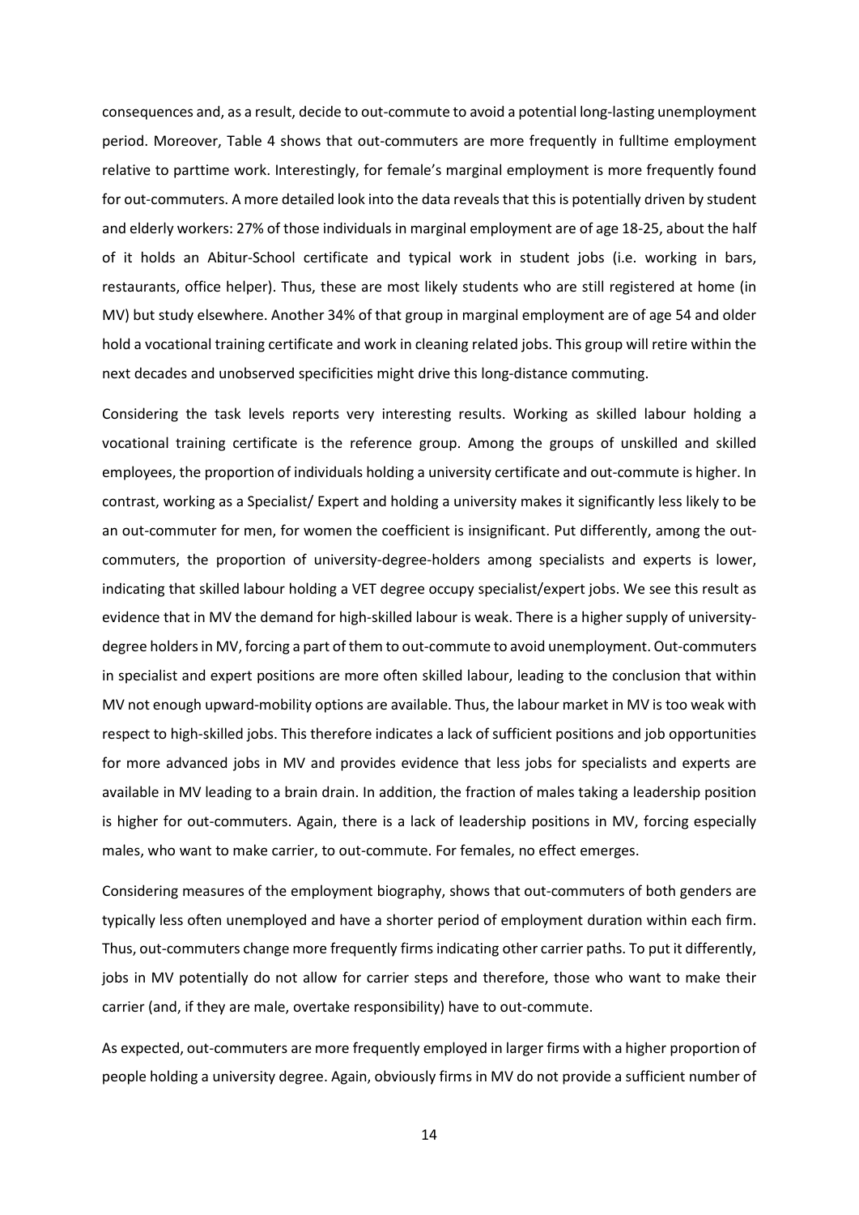consequences and, as a result, decide to out-commute to avoid a potential long-lasting unemployment period. Moreover, Table 4 shows that out-commuters are more frequently in fulltime employment relative to parttime work. Interestingly, for female's marginal employment is more frequently found for out-commuters. A more detailed look into the data reveals that this is potentially driven by student and elderly workers: 27% of those individuals in marginal employment are of age 18-25, about the half of it holds an Abitur-School certificate and typical work in student jobs (i.e. working in bars, restaurants, office helper). Thus, these are most likely students who are still registered at home (in MV) but study elsewhere. Another 34% of that group in marginal employment are of age 54 and older hold a vocational training certificate and work in cleaning related jobs. This group will retire within the next decades and unobserved specificities might drive this long-distance commuting.

Considering the task levels reports very interesting results. Working as skilled labour holding a vocational training certificate is the reference group. Among the groups of unskilled and skilled employees, the proportion of individuals holding a university certificate and out-commute is higher. In contrast, working as a Specialist/ Expert and holding a university makes it significantly less likely to be an out-commuter for men, for women the coefficient is insignificant. Put differently, among the out-commuters, the proportion of university-degree-holders among specialists and experts is lower, indicating that skilled labour holding a VET degree occupy specialist/expert jobs. We see this result as evidence that in MV the demand for high-skilled labour is weak. There is a higher supply of university-degree holders in MV, forcing a part of them to out-commute to avoid unemployment. Out-commuters in specialist and expert positions are more often skilled labour, leading to the conclusion that within MV not enough upward-mobility options are available. Thus, the labour market in MV is too weak with respect to high-skilled jobs. This therefore indicates a lack of sufficient positions and job opportunities for more advanced jobs in MV and provides evidence that less jobs for specialists and experts are available in MV leading to a brain drain. In addition, the fraction of males taking a leadership position is higher for out-commuters. Again, there is a lack of leadership positions in MV, forcing especially males, who want to make carrier, to out-commute. For females, no effect emerges.

Considering measures of the employment biography, shows that out-commuters of both genders are typically less often unemployed and have a shorter period of employment duration within each firm. Thus, out-commuters change more frequently firms indicating other carrier paths. To put it differently, jobs in MV potentially do not allow for carrier steps and therefore, those who want to make their carrier (and, if they are male, overtake responsibility) have to out-commute.

As expected, out-commuters are more frequently employed in larger firms with a higher proportion of people holding a university degree. Again, obviously firms in MV do not provide a sufficient number of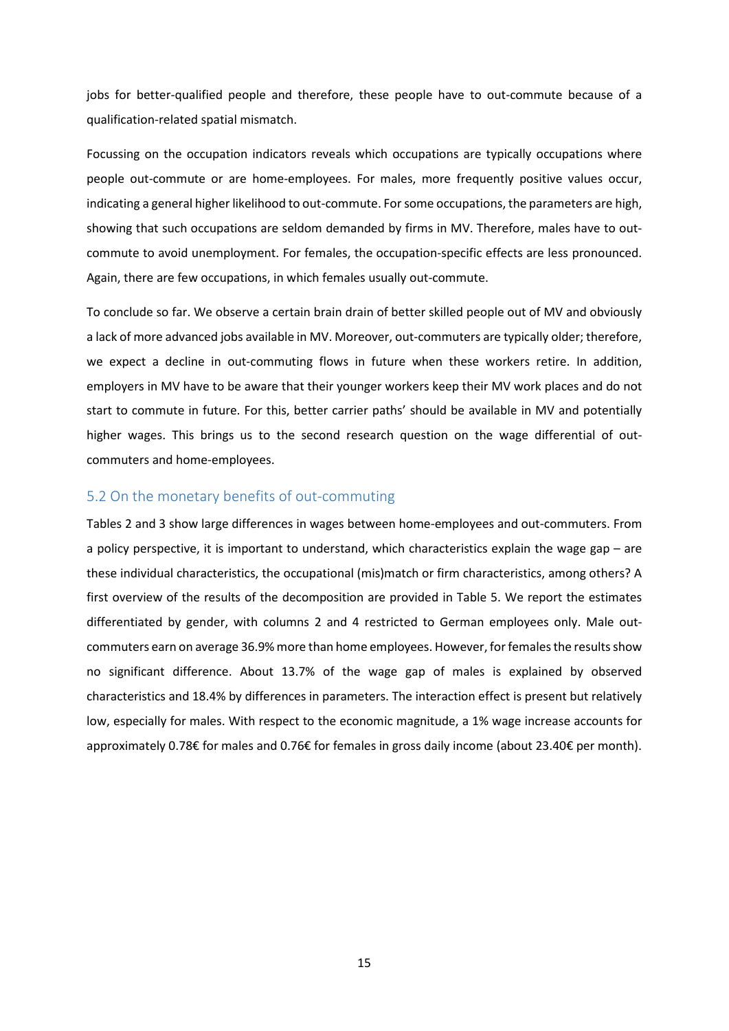jobs for better-qualified people and therefore, these people have to out-commute because of a qualification-related spatial mismatch.

Focussing on the occupation indicators reveals which occupations are typically occupations where people out-commute or are home-employees. For males, more frequently positive values occur, indicating a general higher likelihood to out-commute. For some occupations, the parameters are high, showing that such occupations are seldom demanded by firms in MV. Therefore, males have to out-commute to avoid unemployment. For females, the occupation-specific effects are less pronounced. Again, there are few occupations, in which females usually out-commute.

To conclude so far. We observe a certain brain drain of better skilled people out of MV and obviously a lack of more advanced jobs available in MV. Moreover, out-commuters are typically older; therefore, we expect a decline in out-commuting flows in future when these workers retire. In addition, employers in MV have to be aware that their younger workers keep their MV work places and do not start to commute in future. For this, better carrier paths' should be available in MV and potentially higher wages. This brings us to the second research question on the wage differential of out-commuters and home-employees.

## 5.2 On the monetary benefits of out-commuting

Tables 2 and 3 show large differences in wages between home-employees and out-commuters. From a policy perspective, it is important to understand, which characteristics explain the wage gap – are these individual characteristics, the occupational (mis)match or firm characteristics, among others? A first overview of the results of the decomposition are provided in Table 5. We report the estimates differentiated by gender, with columns 2 and 4 restricted to German employees only. Male out-commuters earn on average 36.9% more than home employees. However, for females the results show no significant difference. About 13.7% of the wage gap of males is explained by observed characteristics and 18.4% by differences in parameters. The interaction effect is present but relatively low, especially for males. With respect to the economic magnitude, a 1% wage increase accounts for approximately 0.78€ for males and 0.76€ for females in gross daily income (about 23.40€ per month).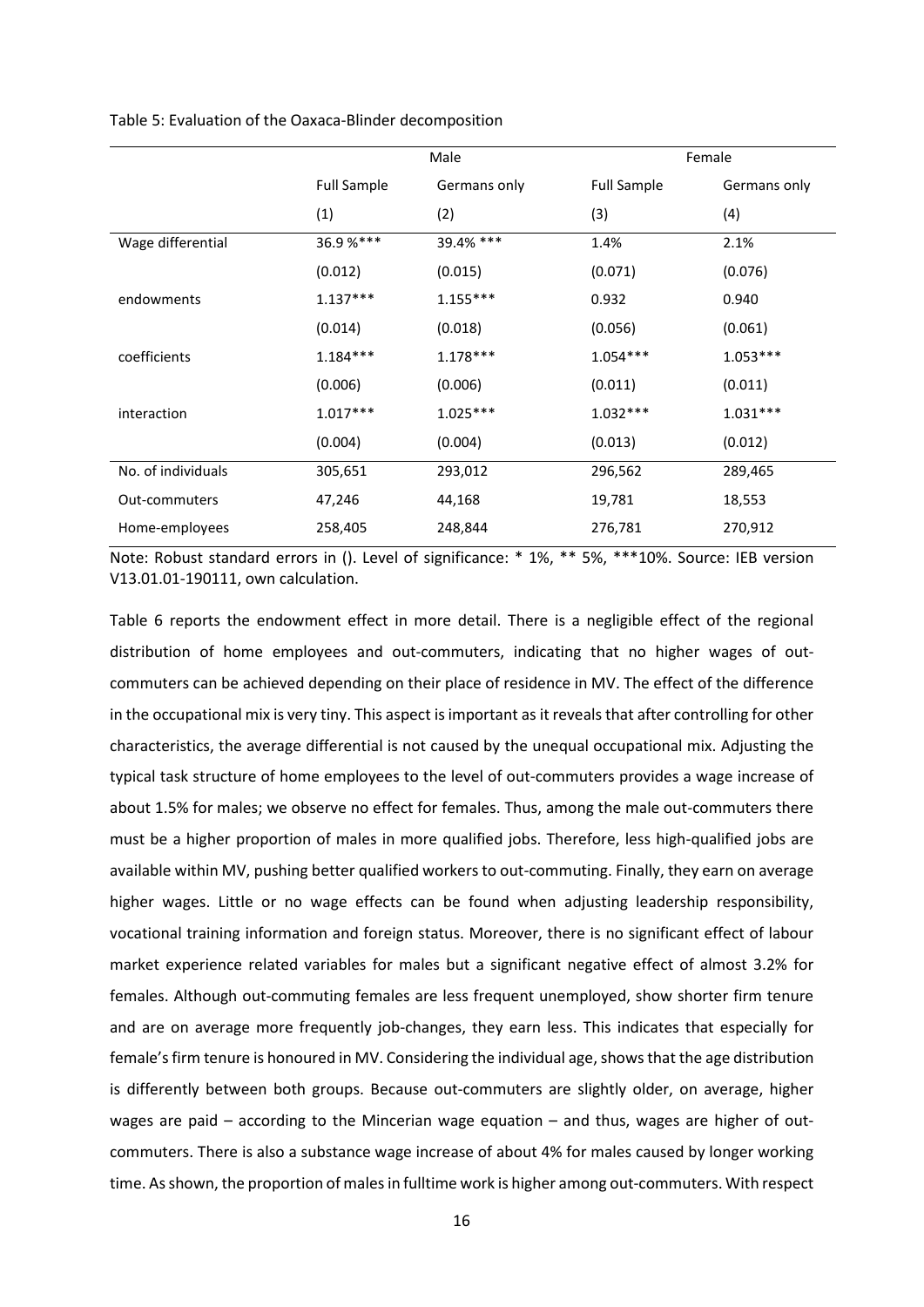Table 5: Evaluation of the Oaxaca-Blinder decomposition

| | Male | | Female | |
|---|---|---|---|---|
| | Full Sample | Germans only | Full Sample | Germans only |
| | (1) | (2) | (3) | (4) |
| Wage differential | 36.9 %*** | 39.4% *** | 1.4% | 2.1% |
| | (0.012) | (0.015) | (0.071) | (0.076) |
| endowments | 1.137*** | 1.155*** | 0.932 | 0.940 |
| | (0.014) | (0.018) | (0.056) | (0.061) |
| coefficients | 1.184*** | 1.178*** | 1.054*** | 1.053*** |
| | (0.006) | (0.006) | (0.011) | (0.011) |
| interaction | 1.017*** | 1.025*** | 1.032*** | 1.031*** |
| | (0.004) | (0.004) | (0.013) | (0.012) |
| No. of individuals | 305,651 | 293,012 | 296,562 | 289,465 |
| Out-commuters | 47,246 | 44,168 | 19,781 | 18,553 |
| Home-employees | 258,405 | 248,844 | 276,781 | 270,912 |

Note: Robust standard errors in (). Level of significance: * 1%, ** 5%, ***10%. Source: IEB version V13.01.01-190111, own calculation.

Table 6 reports the endowment effect in more detail. There is a negligible effect of the regional distribution of home employees and out-commuters, indicating that no higher wages of out-commuters can be achieved depending on their place of residence in MV. The effect of the difference in the occupational mix is very tiny. This aspect is important as it reveals that after controlling for other characteristics, the average differential is not caused by the unequal occupational mix. Adjusting the typical task structure of home employees to the level of out-commuters provides a wage increase of about 1.5% for males; we observe no effect for females. Thus, among the male out-commuters there must be a higher proportion of males in more qualified jobs. Therefore, less high-qualified jobs are available within MV, pushing better qualified workers to out-commuting. Finally, they earn on average higher wages. Little or no wage effects can be found when adjusting leadership responsibility, vocational training information and foreign status. Moreover, there is no significant effect of labour market experience related variables for males but a significant negative effect of almost 3.2% for females. Although out-commuting females are less frequent unemployed, show shorter firm tenure and are on average more frequently job-changes, they earn less. This indicates that especially for female's firm tenure is honoured in MV. Considering the individual age, shows that the age distribution is differently between both groups. Because out-commuters are slightly older, on average, higher wages are paid – according to the Mincerian wage equation – and thus, wages are higher of out-commuters. There is also a substance wage increase of about 4% for males caused by longer working time. As shown, the proportion of males in fulltime work is higher among out-commuters. With respect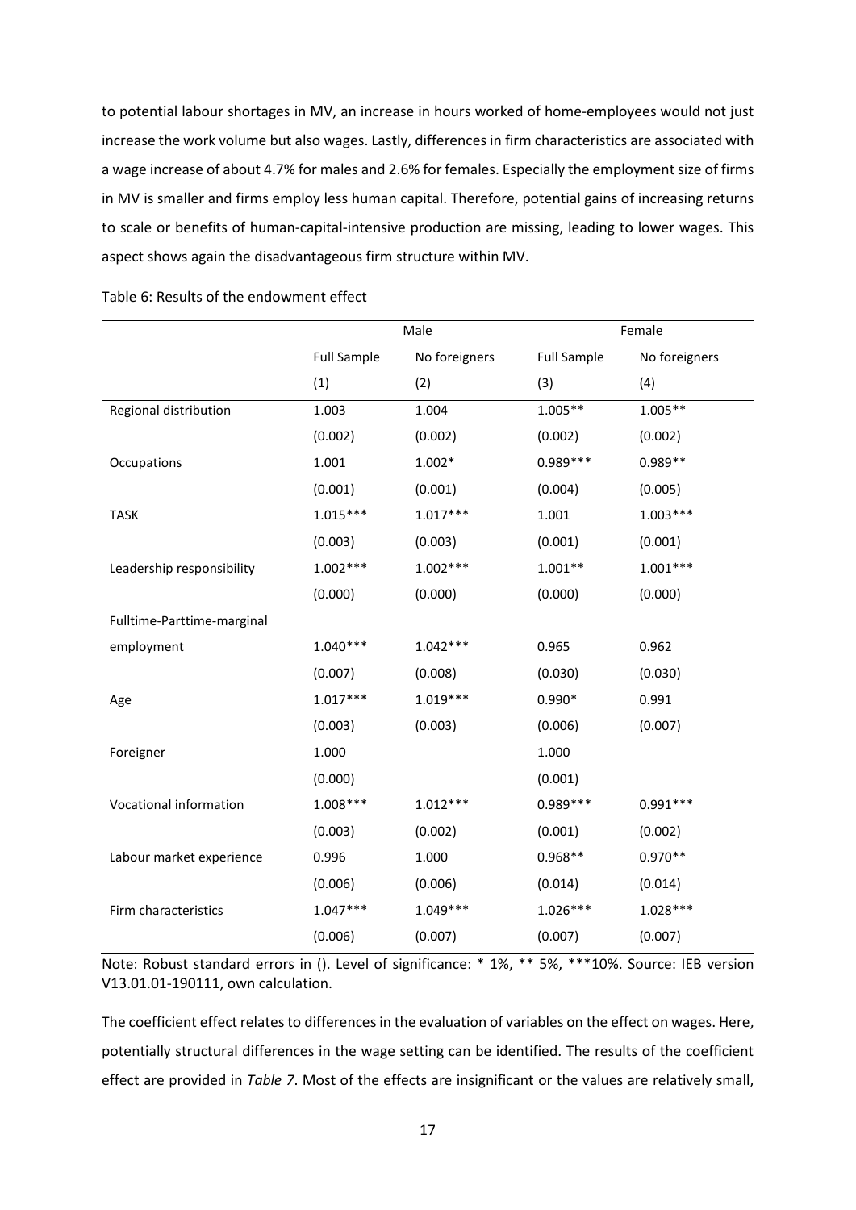to potential labour shortages in MV, an increase in hours worked of home-employees would not just increase the work volume but also wages. Lastly, differences in firm characteristics are associated with a wage increase of about 4.7% for males and 2.6% for females. Especially the employment size of firms in MV is smaller and firms employ less human capital. Therefore, potential gains of increasing returns to scale or benefits of human-capital-intensive production are missing, leading to lower wages. This aspect shows again the disadvantageous firm structure within MV.

Table 6: Results of the endowment effect

| | Male | | Female | |
|---|---|---|---|---|
| | Full Sample | No foreigners | Full Sample | No foreigners |
| | (1) | (2) | (3) | (4) |
| Regional distribution | 1.003 | 1.004 | 1.005** | 1.005** |
| | (0.002) | (0.002) | (0.002) | (0.002) |
| Occupations | 1.001 | 1.002* | 0.989*** | 0.989** |
| | (0.001) | (0.001) | (0.004) | (0.005) |
| TASK | 1.015*** | 1.017*** | 1.001 | 1.003*** |
| | (0.003) | (0.003) | (0.001) | (0.001) |
| Leadership responsibility | 1.002*** | 1.002*** | 1.001** | 1.001*** |
| | (0.000) | (0.000) | (0.000) | (0.000) |
| Fulltime-Parttime-marginal employment | 1.040*** | 1.042*** | 0.965 | 0.962 |
| | (0.007) | (0.008) | (0.030) | (0.030) |
| Age | 1.017*** | 1.019*** | 0.990* | 0.991 |
| | (0.003) | (0.003) | (0.006) | (0.007) |
| Foreigner | 1.000 | | 1.000 | |
| | (0.000) | | (0.001) | |
| Vocational information | 1.008*** | 1.012*** | 0.989*** | 0.991*** |
| | (0.003) | (0.002) | (0.001) | (0.002) |
| Labour market experience | 0.996 | 1.000 | 0.968** | 0.970** |
| | (0.006) | (0.006) | (0.014) | (0.014) |
| Firm characteristics | 1.047*** | 1.049*** | 1.026*** | 1.028*** |
| | (0.006) | (0.007) | (0.007) | (0.007) |

Note: Robust standard errors in (). Level of significance: * 1%, ** 5%, ***10%. Source: IEB version V13.01.01-190111, own calculation.

The coefficient effect relates to differences in the evaluation of variables on the effect on wages. Here, potentially structural differences in the wage setting can be identified. The results of the coefficient effect are provided in *Table 7*. Most of the effects are insignificant or the values are relatively small,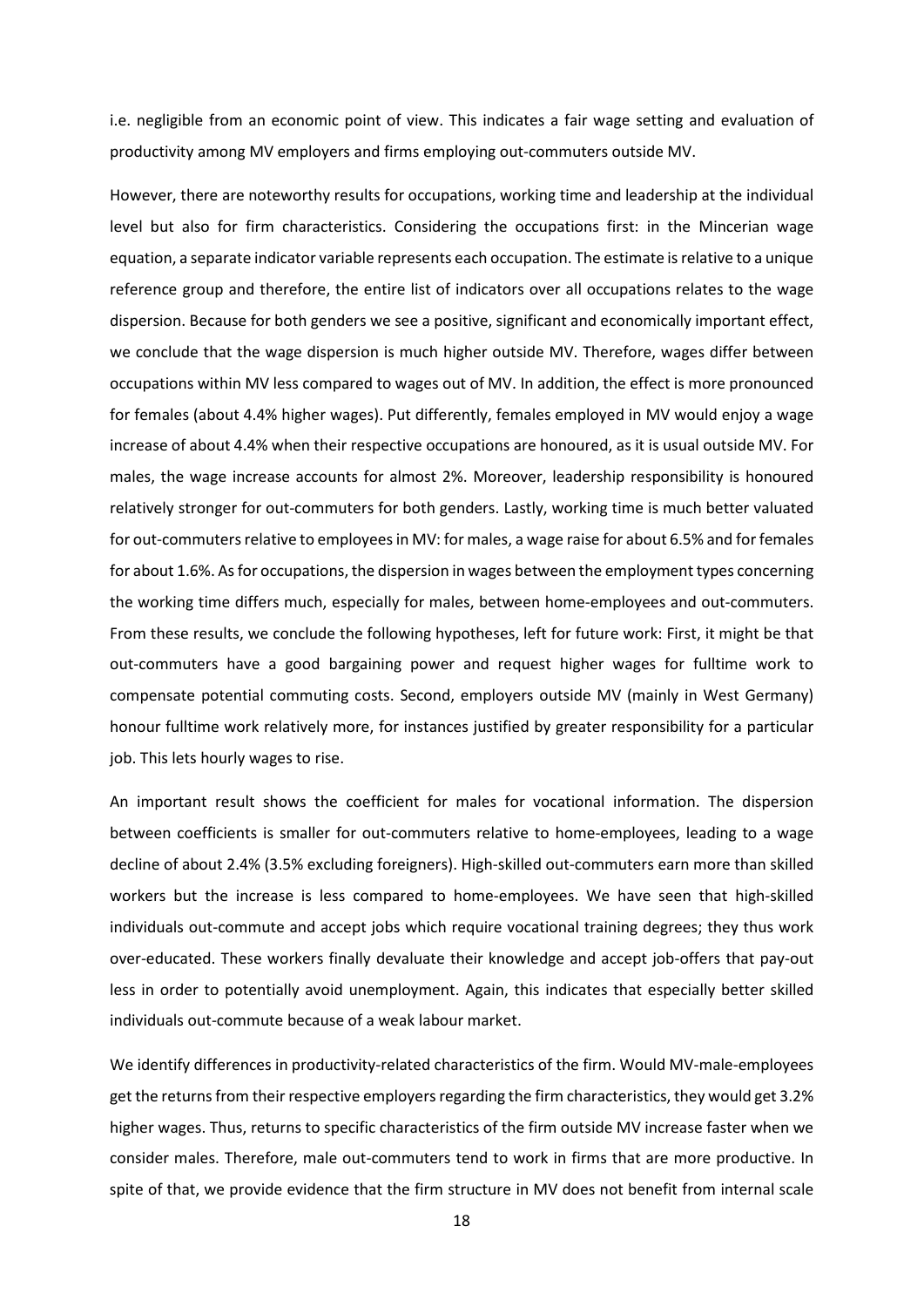i.e. negligible from an economic point of view. This indicates a fair wage setting and evaluation of productivity among MV employers and firms employing out-commuters outside MV.

However, there are noteworthy results for occupations, working time and leadership at the individual level but also for firm characteristics. Considering the occupations first: in the Mincerian wage equation, a separate indicator variable represents each occupation. The estimate is relative to a unique reference group and therefore, the entire list of indicators over all occupations relates to the wage dispersion. Because for both genders we see a positive, significant and economically important effect, we conclude that the wage dispersion is much higher outside MV. Therefore, wages differ between occupations within MV less compared to wages out of MV. In addition, the effect is more pronounced for females (about 4.4% higher wages). Put differently, females employed in MV would enjoy a wage increase of about 4.4% when their respective occupations are honoured, as it is usual outside MV. For males, the wage increase accounts for almost 2%. Moreover, leadership responsibility is honoured relatively stronger for out-commuters for both genders. Lastly, working time is much better valuated for out-commuters relative to employees in MV: for males, a wage raise for about 6.5% and for females for about 1.6%. As for occupations, the dispersion in wages between the employment types concerning the working time differs much, especially for males, between home-employees and out-commuters. From these results, we conclude the following hypotheses, left for future work: First, it might be that out-commuters have a good bargaining power and request higher wages for fulltime work to compensate potential commuting costs. Second, employers outside MV (mainly in West Germany) honour fulltime work relatively more, for instances justified by greater responsibility for a particular job. This lets hourly wages to rise.

An important result shows the coefficient for males for vocational information. The dispersion between coefficients is smaller for out-commuters relative to home-employees, leading to a wage decline of about 2.4% (3.5% excluding foreigners). High-skilled out-commuters earn more than skilled workers but the increase is less compared to home-employees. We have seen that high-skilled individuals out-commute and accept jobs which require vocational training degrees; they thus work over-educated. These workers finally devaluate their knowledge and accept job-offers that pay-out less in order to potentially avoid unemployment. Again, this indicates that especially better skilled individuals out-commute because of a weak labour market.

We identify differences in productivity-related characteristics of the firm. Would MV-male-employees get the returns from their respective employers regarding the firm characteristics, they would get 3.2% higher wages. Thus, returns to specific characteristics of the firm outside MV increase faster when we consider males. Therefore, male out-commuters tend to work in firms that are more productive. In spite of that, we provide evidence that the firm structure in MV does not benefit from internal scale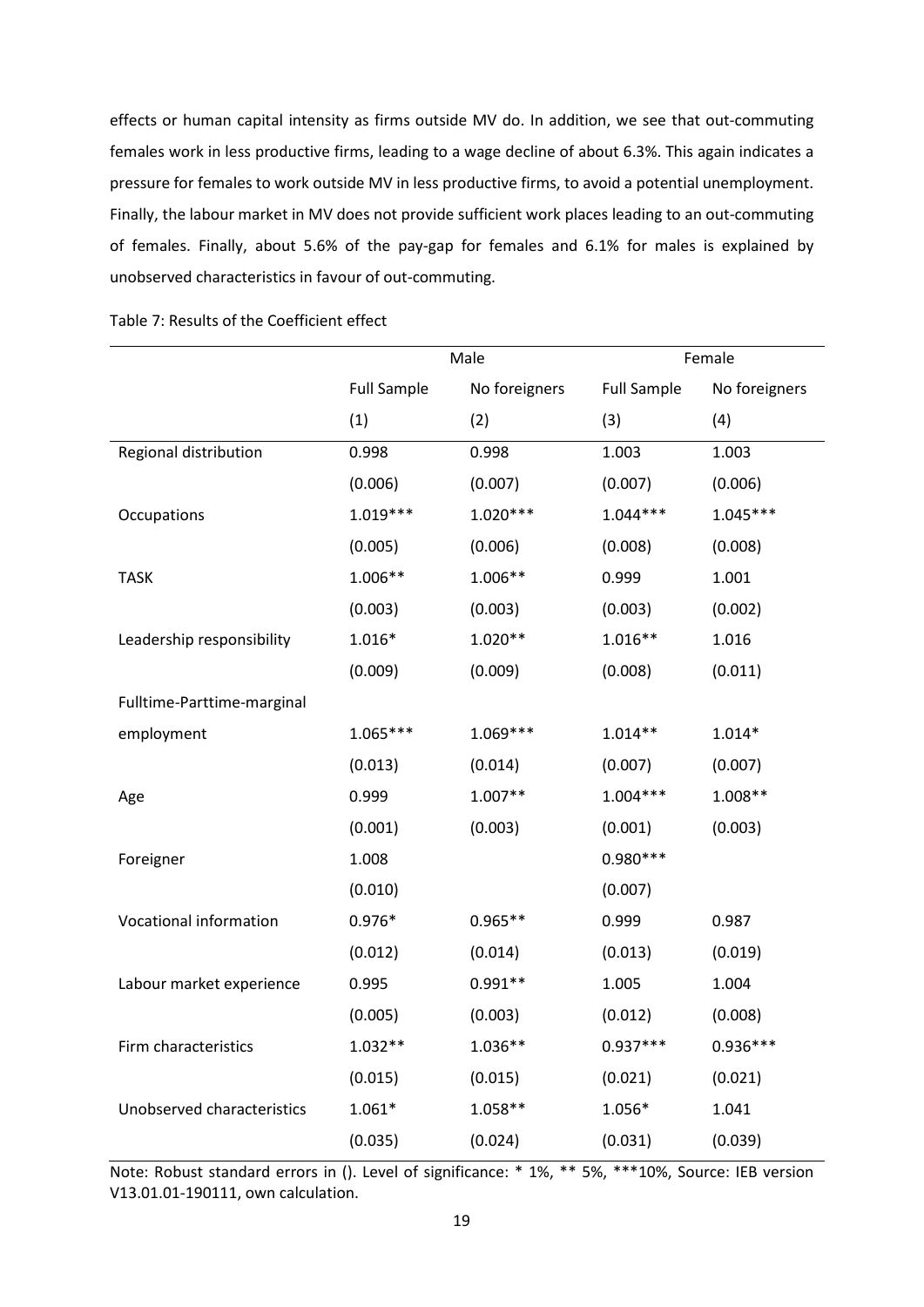effects or human capital intensity as firms outside MV do. In addition, we see that out-commuting females work in less productive firms, leading to a wage decline of about 6.3%. This again indicates a pressure for females to work outside MV in less productive firms, to avoid a potential unemployment. Finally, the labour market in MV does not provide sufficient work places leading to an out-commuting of females. Finally, about 5.6% of the pay-gap for females and 6.1% for males is explained by unobserved characteristics in favour of out-commuting.

Table 7: Results of the Coefficient effect

| | Male | | Female | |
|---|---|---|---|---|
| | Full Sample | No foreigners | Full Sample | No foreigners |
| | (1) | (2) | (3) | (4) |
| Regional distribution | 0.998 | 0.998 | 1.003 | 1.003 |
| | (0.006) | (0.007) | (0.007) | (0.006) |
| Occupations | 1.019*** | 1.020*** | 1.044*** | 1.045*** |
| | (0.005) | (0.006) | (0.008) | (0.008) |
| TASK | 1.006** | 1.006** | 0.999 | 1.001 |
| | (0.003) | (0.003) | (0.003) | (0.002) |
| Leadership responsibility | 1.016* | 1.020** | 1.016** | 1.016 |
| | (0.009) | (0.009) | (0.008) | (0.011) |
| Fulltime-Parttime-marginal employment | 1.065*** | 1.069*** | 1.014** | 1.014* |
| | (0.013) | (0.014) | (0.007) | (0.007) |
| Age | 0.999 | 1.007** | 1.004*** | 1.008** |
| | (0.001) | (0.003) | (0.001) | (0.003) |
| Foreigner | 1.008 | | 0.980*** | |
| | (0.010) | | (0.007) | |
| Vocational information | 0.976* | 0.965** | 0.999 | 0.987 |
| | (0.012) | (0.014) | (0.013) | (0.019) |
| Labour market experience | 0.995 | 0.991** | 1.005 | 1.004 |
| | (0.005) | (0.003) | (0.012) | (0.008) |
| Firm characteristics | 1.032** | 1.036** | 0.937*** | 0.936*** |
| | (0.015) | (0.015) | (0.021) | (0.021) |
| Unobserved characteristics | 1.061* | 1.058** | 1.056* | 1.041 |
| | (0.035) | (0.024) | (0.031) | (0.039) |

Note: Robust standard errors in (). Level of significance: * 1%, ** 5%, ***10%, Source: IEB version V13.01.01-190111, own calculation.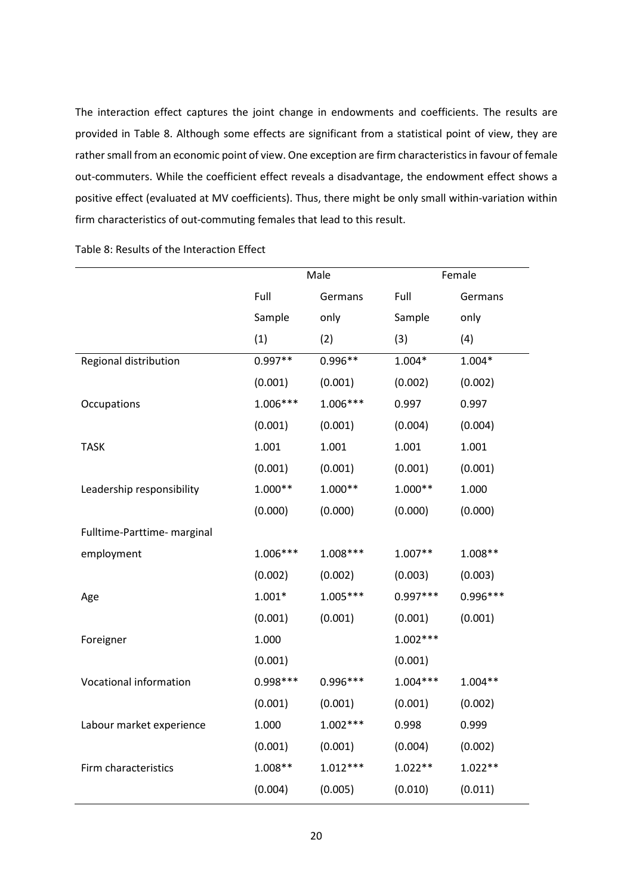The interaction effect captures the joint change in endowments and coefficients. The results are provided in Table 8. Although some effects are significant from a statistical point of view, they are rather small from an economic point of view. One exception are firm characteristics in favour of female out-commuters. While the coefficient effect reveals a disadvantage, the endowment effect shows a positive effect (evaluated at MV coefficients). Thus, there might be only small within-variation within firm characteristics of out-commuting females that lead to this result.

Table 8: Results of the Interaction Effect

| | Male | | Female | |
|---|---|---|---|---|
| | Full Sample | Germans only | Full Sample | Germans only |
| | (1) | (2) | (3) | (4) |
| Regional distribution | 0.997** | 0.996** | 1.004* | 1.004* |
| | (0.001) | (0.001) | (0.002) | (0.002) |
| Occupations | 1.006*** | 1.006*** | 0.997 | 0.997 |
| | (0.001) | (0.001) | (0.004) | (0.004) |
| TASK | 1.001 | 1.001 | 1.001 | 1.001 |
| | (0.001) | (0.001) | (0.001) | (0.001) |
| Leadership responsibility | 1.000** | 1.000** | 1.000** | 1.000 |
| | (0.000) | (0.000) | (0.000) | (0.000) |
| Fulltime-Parttime- marginal employment | 1.006*** | 1.008*** | 1.007** | 1.008** |
| | (0.002) | (0.002) | (0.003) | (0.003) |
| Age | 1.001* | 1.005*** | 0.997*** | 0.996*** |
| | (0.001) | (0.001) | (0.001) | (0.001) |
| Foreigner | 1.000 | | 1.002*** | |
| | (0.001) | | (0.001) | |
| Vocational information | 0.998*** | 0.996*** | 1.004*** | 1.004** |
| | (0.001) | (0.001) | (0.001) | (0.002) |
| Labour market experience | 1.000 | 1.002*** | 0.998 | 0.999 |
| | (0.001) | (0.001) | (0.004) | (0.002) |
| Firm characteristics | 1.008** | 1.012*** | 1.022** | 1.022** |
| | (0.004) | (0.005) | (0.010) | (0.011) |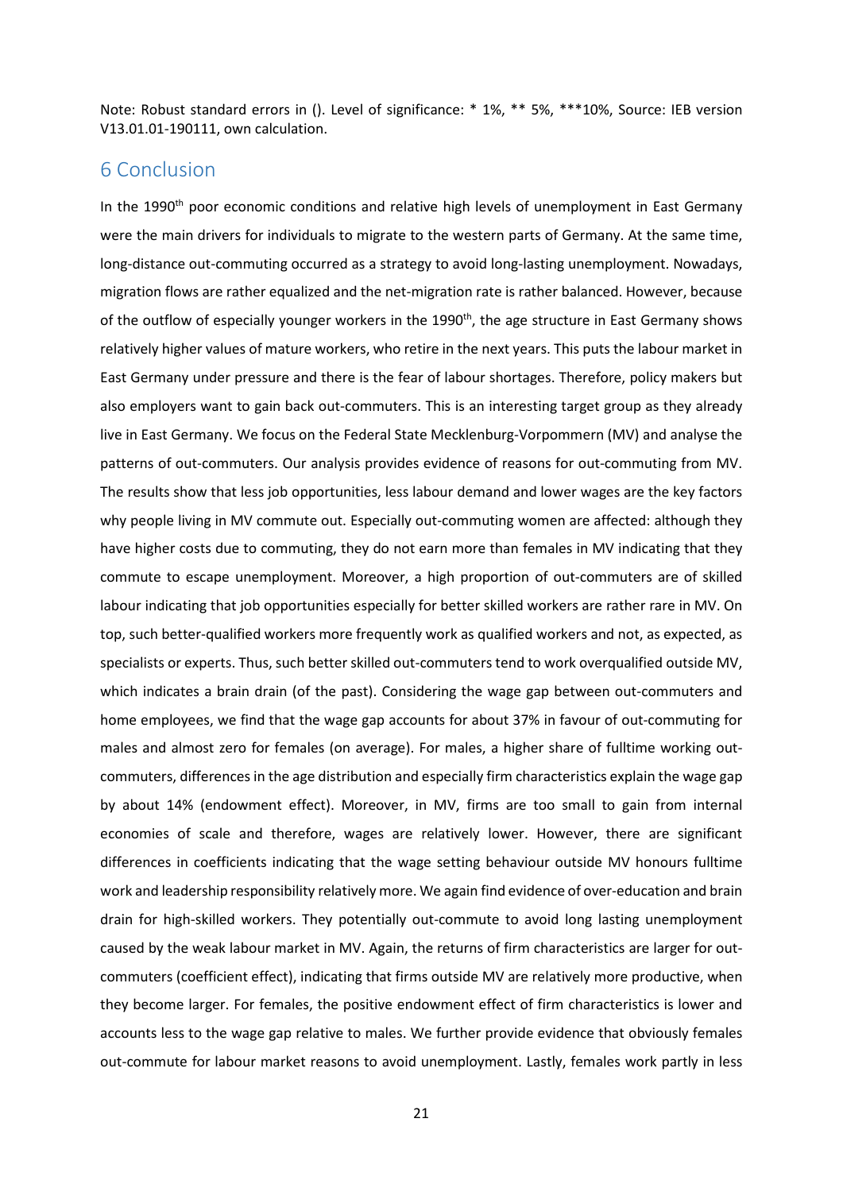Note: Robust standard errors in (). Level of significance: * 1%, ** 5%, ***10%, Source: IEB version V13.01.01-190111, own calculation.

## 6 Conclusion

In the 1990[th] poor economic conditions and relative high levels of unemployment in East Germany were the main drivers for individuals to migrate to the western parts of Germany. At the same time, long-distance out-commuting occurred as a strategy to avoid long-lasting unemployment. Nowadays, migration flows are rather equalized and the net-migration rate is rather balanced. However, because of the outflow of especially younger workers in the 1990[th], the age structure in East Germany shows relatively higher values of mature workers, who retire in the next years. This puts the labour market in East Germany under pressure and there is the fear of labour shortages. Therefore, policy makers but also employers want to gain back out-commuters. This is an interesting target group as they already live in East Germany. We focus on the Federal State Mecklenburg-Vorpommern (MV) and analyse the patterns of out-commuters. Our analysis provides evidence of reasons for out-commuting from MV. The results show that less job opportunities, less labour demand and lower wages are the key factors why people living in MV commute out. Especially out-commuting women are affected: although they have higher costs due to commuting, they do not earn more than females in MV indicating that they commute to escape unemployment. Moreover, a high proportion of out-commuters are of skilled labour indicating that job opportunities especially for better skilled workers are rather rare in MV. On top, such better-qualified workers more frequently work as qualified workers and not, as expected, as specialists or experts. Thus, such better skilled out-commuters tend to work overqualified outside MV, which indicates a brain drain (of the past). Considering the wage gap between out-commuters and home employees, we find that the wage gap accounts for about 37% in favour of out-commuting for males and almost zero for females (on average). For males, a higher share of fulltime working out-commuters, differences in the age distribution and especially firm characteristics explain the wage gap by about 14% (endowment effect). Moreover, in MV, firms are too small to gain from internal economies of scale and therefore, wages are relatively lower. However, there are significant differences in coefficients indicating that the wage setting behaviour outside MV honours fulltime work and leadership responsibility relatively more. We again find evidence of over-education and brain drain for high-skilled workers. They potentially out-commute to avoid long lasting unemployment caused by the weak labour market in MV. Again, the returns of firm characteristics are larger for out-commuters (coefficient effect), indicating that firms outside MV are relatively more productive, when they become larger. For females, the positive endowment effect of firm characteristics is lower and accounts less to the wage gap relative to males. We further provide evidence that obviously females out-commute for labour market reasons to avoid unemployment. Lastly, females work partly in less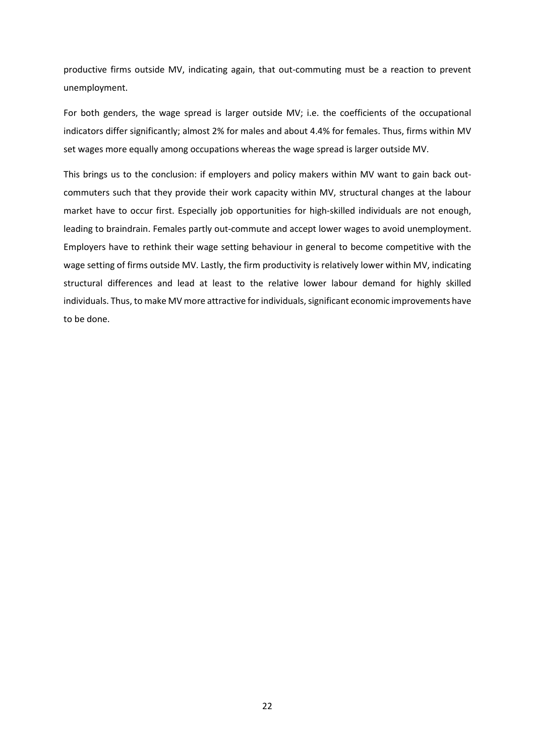productive firms outside MV, indicating again, that out-commuting must be a reaction to prevent unemployment.

For both genders, the wage spread is larger outside MV; i.e. the coefficients of the occupational indicators differ significantly; almost 2% for males and about 4.4% for females. Thus, firms within MV set wages more equally among occupations whereas the wage spread is larger outside MV.

This brings us to the conclusion: if employers and policy makers within MV want to gain back out-commuters such that they provide their work capacity within MV, structural changes at the labour market have to occur first. Especially job opportunities for high-skilled individuals are not enough, leading to braindrain. Females partly out-commute and accept lower wages to avoid unemployment. Employers have to rethink their wage setting behaviour in general to become competitive with the wage setting of firms outside MV. Lastly, the firm productivity is relatively lower within MV, indicating structural differences and lead at least to the relative lower labour demand for highly skilled individuals. Thus, to make MV more attractive for individuals, significant economic improvements have to be done.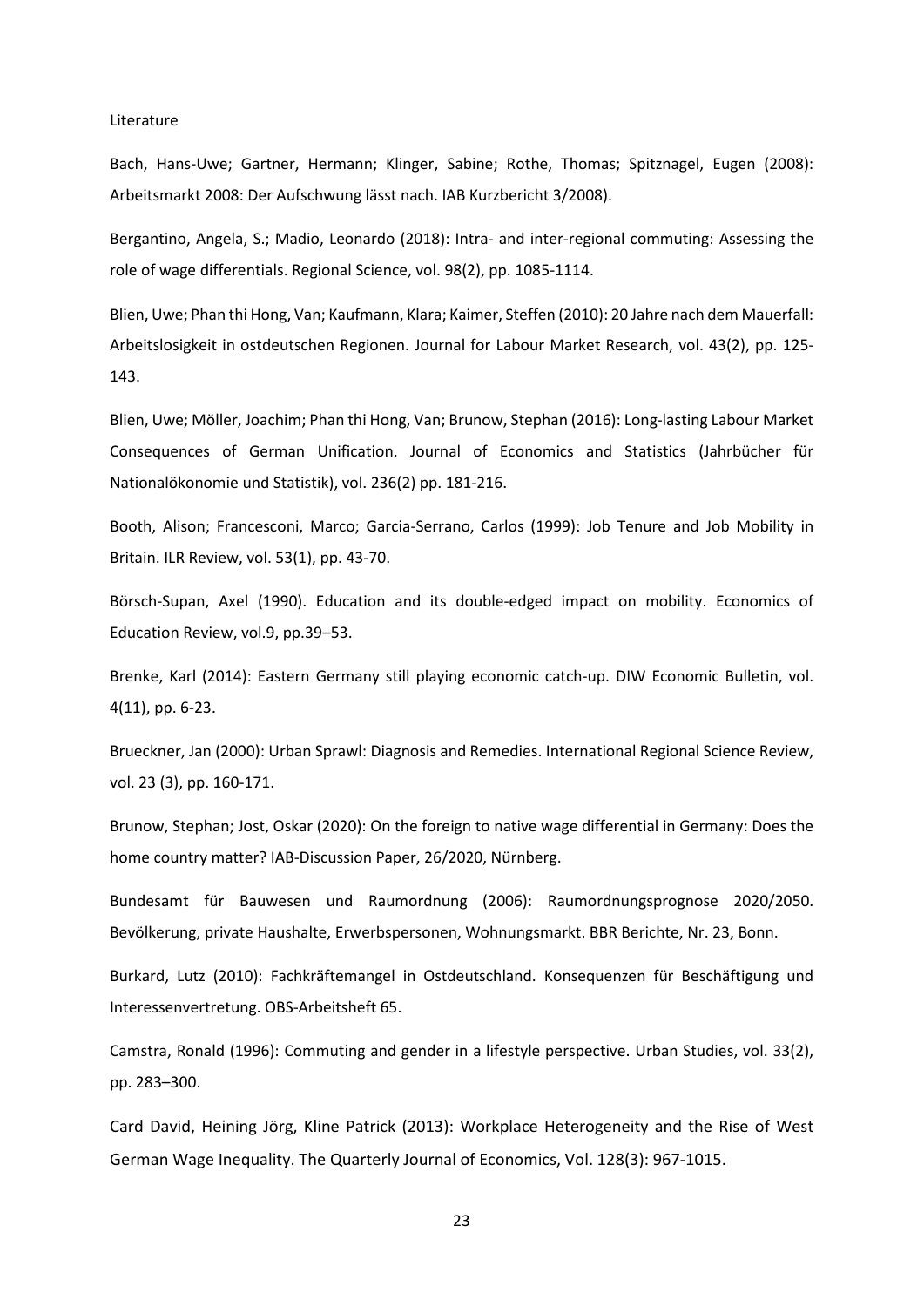Literature

Bach, Hans-Uwe; Gartner, Hermann; Klinger, Sabine; Rothe, Thomas; Spitznagel, Eugen (2008): Arbeitsmarkt 2008: Der Aufschwung lässt nach. IAB Kurzbericht 3/2008).

Bergantino, Angela, S.; Madio, Leonardo (2018): Intra- and inter-regional commuting: Assessing the role of wage differentials. Regional Science, vol. 98(2), pp. 1085-1114.

Blien, Uwe; Phan thi Hong, Van; Kaufmann, Klara; Kaimer, Steffen (2010): 20 Jahre nach dem Mauerfall: Arbeitslosigkeit in ostdeutschen Regionen. Journal for Labour Market Research, vol. 43(2), pp. 125-143.

Blien, Uwe; Möller, Joachim; Phan thi Hong, Van; Brunow, Stephan (2016): Long-lasting Labour Market Consequences of German Unification. Journal of Economics and Statistics (Jahrbücher für Nationalökonomie und Statistik), vol. 236(2) pp. 181-216.

Booth, Alison; Francesconi, Marco; Garcia-Serrano, Carlos (1999): Job Tenure and Job Mobility in Britain. ILR Review, vol. 53(1), pp. 43-70.

Börsch-Supan, Axel (1990). Education and its double-edged impact on mobility. Economics of Education Review, vol.9, pp.39–53.

Brenke, Karl (2014): Eastern Germany still playing economic catch-up. DIW Economic Bulletin, vol. 4(11), pp. 6-23.

Brueckner, Jan (2000): Urban Sprawl: Diagnosis and Remedies. International Regional Science Review, vol. 23 (3), pp. 160-171.

Brunow, Stephan; Jost, Oskar (2020): On the foreign to native wage differential in Germany: Does the home country matter? IAB-Discussion Paper, 26/2020, Nürnberg.

Bundesamt für Bauwesen und Raumordnung (2006): Raumordnungsprognose 2020/2050. Bevölkerung, private Haushalte, Erwerbspersonen, Wohnungsmarkt. BBR Berichte, Nr. 23, Bonn.

Burkard, Lutz (2010): Fachkräftemangel in Ostdeutschland. Konsequenzen für Beschäftigung und Interessenvertretung. OBS-Arbeitsheft 65.

Camstra, Ronald (1996): Commuting and gender in a lifestyle perspective. Urban Studies, vol. 33(2), pp. 283–300.

Card David, Heining Jörg, Kline Patrick (2013): Workplace Heterogeneity and the Rise of West German Wage Inequality. The Quarterly Journal of Economics, Vol. 128(3): 967-1015.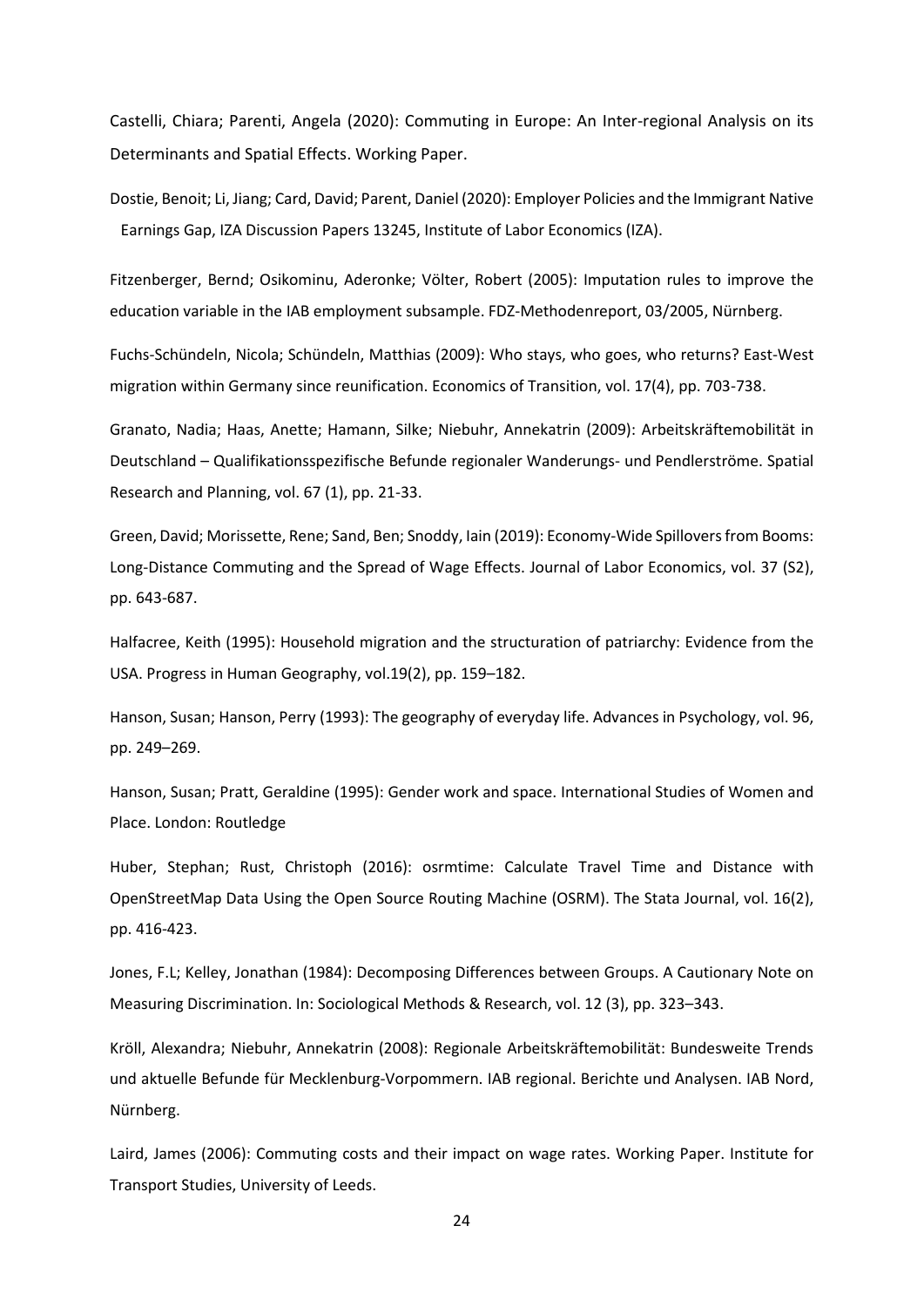Castelli, Chiara; Parenti, Angela (2020): Commuting in Europe: An Inter-regional Analysis on its Determinants and Spatial Effects. Working Paper.

Dostie, Benoit; Li, Jiang; Card, David; Parent, Daniel (2020): Employer Policies and the Immigrant Native Earnings Gap, IZA Discussion Papers 13245, Institute of Labor Economics (IZA).

Fitzenberger, Bernd; Osikominu, Aderonke; Völter, Robert (2005): Imputation rules to improve the education variable in the IAB employment subsample. FDZ-Methodenreport, 03/2005, Nürnberg.

Fuchs-Schündeln, Nicola; Schündeln, Matthias (2009): Who stays, who goes, who returns? East-West migration within Germany since reunification. Economics of Transition, vol. 17(4), pp. 703-738.

Granato, Nadia; Haas, Anette; Hamann, Silke; Niebuhr, Annekatrin (2009): Arbeitskräftemobilität in Deutschland – Qualifikationsspezifische Befunde regionaler Wanderungs- und Pendlerströme. Spatial Research and Planning, vol. 67 (1), pp. 21-33.

Green, David; Morissette, Rene; Sand, Ben; Snoddy, Iain (2019): Economy-Wide Spillovers from Booms: Long-Distance Commuting and the Spread of Wage Effects. Journal of Labor Economics, vol. 37 (S2), pp. 643-687.

Halfacree, Keith (1995): Household migration and the structuration of patriarchy: Evidence from the USA. Progress in Human Geography, vol.19(2), pp. 159–182.

Hanson, Susan; Hanson, Perry (1993): The geography of everyday life. Advances in Psychology, vol. 96, pp. 249–269.

Hanson, Susan; Pratt, Geraldine (1995): Gender work and space. International Studies of Women and Place. London: Routledge

Huber, Stephan; Rust, Christoph (2016): osrmtime: Calculate Travel Time and Distance with OpenStreetMap Data Using the Open Source Routing Machine (OSRM). The Stata Journal, vol. 16(2), pp. 416-423.

Jones, F.L; Kelley, Jonathan (1984): Decomposing Differences between Groups. A Cautionary Note on Measuring Discrimination. In: Sociological Methods & Research, vol. 12 (3), pp. 323–343.

Kröll, Alexandra; Niebuhr, Annekatrin (2008): Regionale Arbeitskräftemobilität: Bundesweite Trends und aktuelle Befunde für Mecklenburg-Vorpommern. IAB regional. Berichte und Analysen. IAB Nord, Nürnberg.

Laird, James (2006): Commuting costs and their impact on wage rates. Working Paper. Institute for Transport Studies, University of Leeds.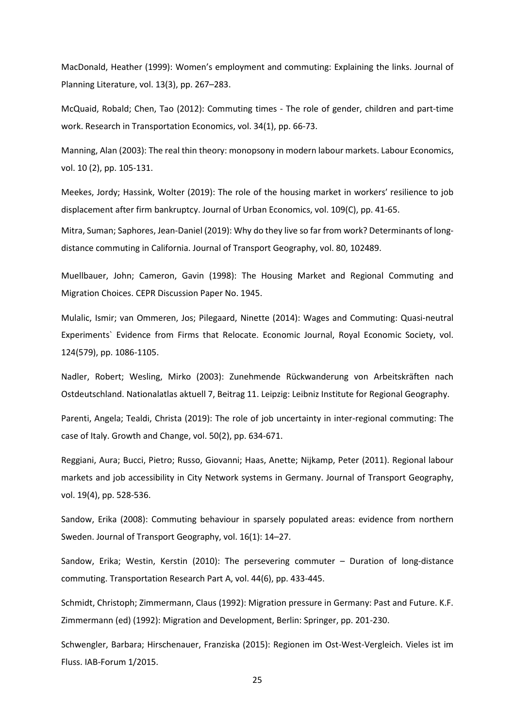MacDonald, Heather (1999): Women's employment and commuting: Explaining the links. Journal of Planning Literature, vol. 13(3), pp. 267–283.

McQuaid, Robald; Chen, Tao (2012): Commuting times - The role of gender, children and part-time work. Research in Transportation Economics, vol. 34(1), pp. 66-73.

Manning, Alan (2003): The real thin theory: monopsony in modern labour markets. Labour Economics, vol. 10 (2), pp. 105-131.

Meekes, Jordy; Hassink, Wolter (2019): The role of the housing market in workers' resilience to job displacement after firm bankruptcy. Journal of Urban Economics, vol. 109(C), pp. 41-65.

Mitra, Suman; Saphores, Jean-Daniel (2019): Why do they live so far from work? Determinants of long-distance commuting in California. Journal of Transport Geography, vol. 80, 102489.

Muellbauer, John; Cameron, Gavin (1998): The Housing Market and Regional Commuting and Migration Choices. CEPR Discussion Paper No. 1945.

Mulalic, Ismir; van Ommeren, Jos; Pilegaard, Ninette (2014): Wages and Commuting: Quasi-neutral Experiments` Evidence from Firms that Relocate. Economic Journal, Royal Economic Society, vol. 124(579), pp. 1086-1105.

Nadler, Robert; Wesling, Mirko (2003): Zunehmende Rückwanderung von Arbeitskräften nach Ostdeutschland. Nationalatlas aktuell 7, Beitrag 11. Leipzig: Leibniz Institute for Regional Geography.

Parenti, Angela; Tealdi, Christa (2019): The role of job uncertainty in inter-regional commuting: The case of Italy. Growth and Change, vol. 50(2), pp. 634-671.

Reggiani, Aura; Bucci, Pietro; Russo, Giovanni; Haas, Anette; Nijkamp, Peter (2011). Regional labour markets and job accessibility in City Network systems in Germany. Journal of Transport Geography, vol. 19(4), pp. 528-536.

Sandow, Erika (2008): Commuting behaviour in sparsely populated areas: evidence from northern Sweden. Journal of Transport Geography, vol. 16(1): 14–27.

Sandow, Erika; Westin, Kerstin (2010): The persevering commuter – Duration of long-distance commuting. Transportation Research Part A, vol. 44(6), pp. 433-445.

Schmidt, Christoph; Zimmermann, Claus (1992): Migration pressure in Germany: Past and Future. K.F. Zimmermann (ed) (1992): Migration and Development, Berlin: Springer, pp. 201-230.

Schwengler, Barbara; Hirschenauer, Franziska (2015): Regionen im Ost-West-Vergleich. Vieles ist im Fluss. IAB-Forum 1/2015.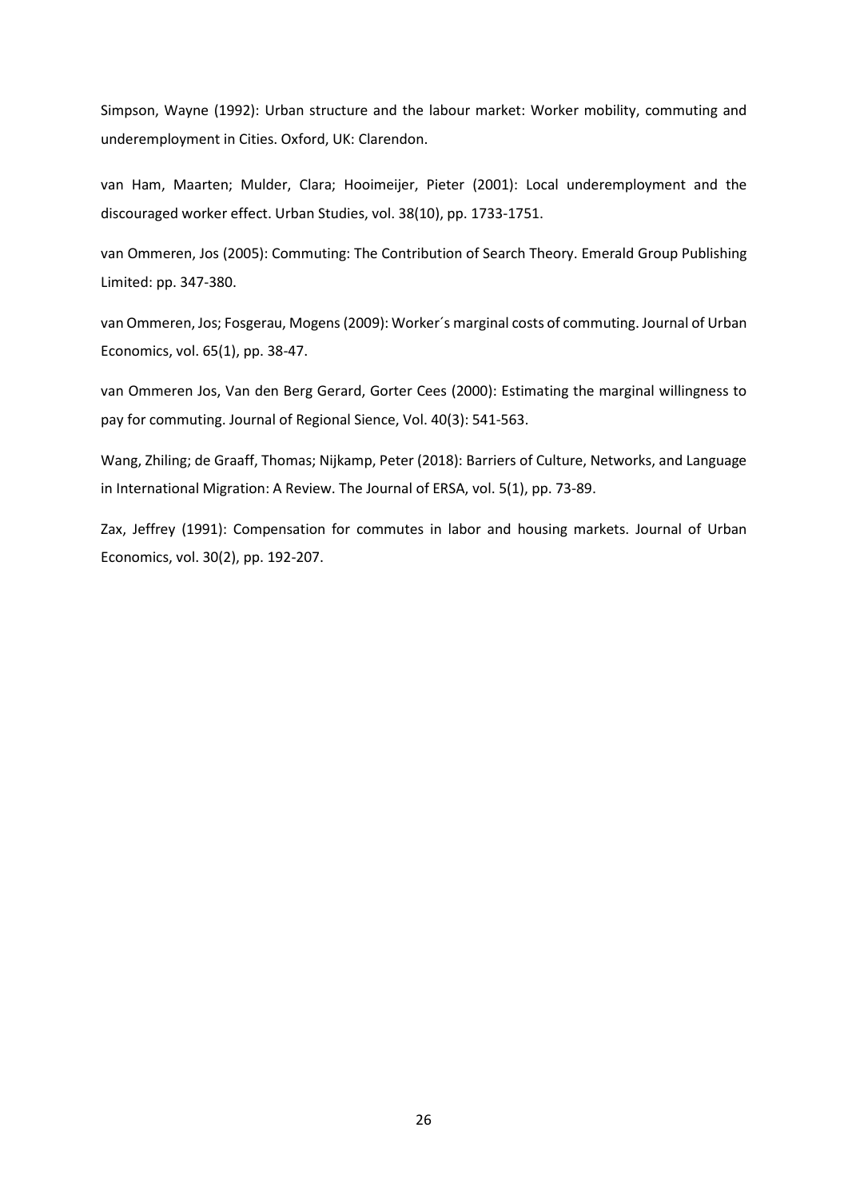Simpson, Wayne (1992): Urban structure and the labour market: Worker mobility, commuting and underemployment in Cities. Oxford, UK: Clarendon.

van Ham, Maarten; Mulder, Clara; Hooimeijer, Pieter (2001): Local underemployment and the discouraged worker effect. Urban Studies, vol. 38(10), pp. 1733-1751.

van Ommeren, Jos (2005): Commuting: The Contribution of Search Theory. Emerald Group Publishing Limited: pp. 347-380.

van Ommeren, Jos; Fosgerau, Mogens (2009): Worker´s marginal costs of commuting. Journal of Urban Economics, vol. 65(1), pp. 38-47.

van Ommeren Jos, Van den Berg Gerard, Gorter Cees (2000): Estimating the marginal willingness to pay for commuting. Journal of Regional Sience, Vol. 40(3): 541-563.

Wang, Zhiling; de Graaff, Thomas; Nijkamp, Peter (2018): Barriers of Culture, Networks, and Language in International Migration: A Review. The Journal of ERSA, vol. 5(1), pp. 73-89.

Zax, Jeffrey (1991): Compensation for commutes in labor and housing markets. Journal of Urban Economics, vol. 30(2), pp. 192-207.